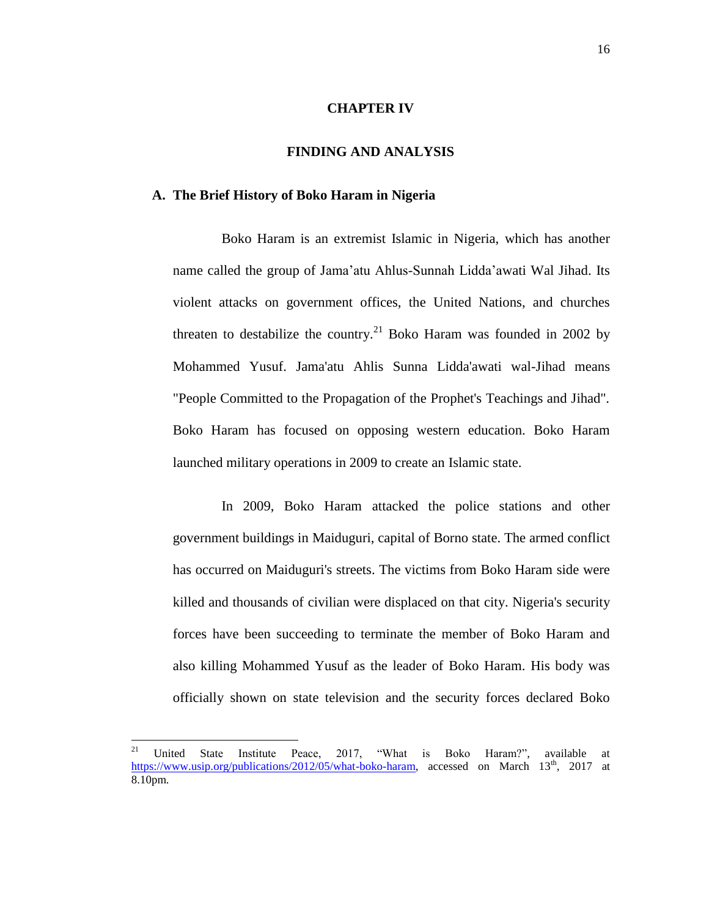# CHAPTER IV

# FINDING AND ANALYSIS

## A. The Brief History of Boko Haram in Nigeria

Boko Haram is an extremist Islamic in Nigeria, which has another name called the group of Jama'atu Ahlus-Sunnah Lidda'awati Wal Jihad. Its violent attacks on government offices, the United Nations, and churches threaten to destabilize the country.[21] Boko Haram was founded in 2002 by Mohammed Yusuf. Jama'atu Ahlis Sunna Lidda'awati wal-Jihad means "People Committed to the Propagation of the Prophet's Teachings and Jihad". Boko Haram has focused on opposing western education. Boko Haram launched military operations in 2009 to create an Islamic state.

In 2009, Boko Haram attacked the police stations and other government buildings in Maiduguri, capital of Borno state. The armed conflict has occurred on Maiduguri's streets. The victims from Boko Haram side were killed and thousands of civilian were displaced on that city. Nigeria's security forces have been succeeding to terminate the member of Boko Haram and also killing Mohammed Yusuf as the leader of Boko Haram. His body was officially shown on state television and the security forces declared Boko

---

[21] United State Institute Peace, 2017, "What is Boko Haram?", available at https://www.usip.org/publications/2012/05/what-boko-haram, accessed on March 13th, 2017 at 8.10pm.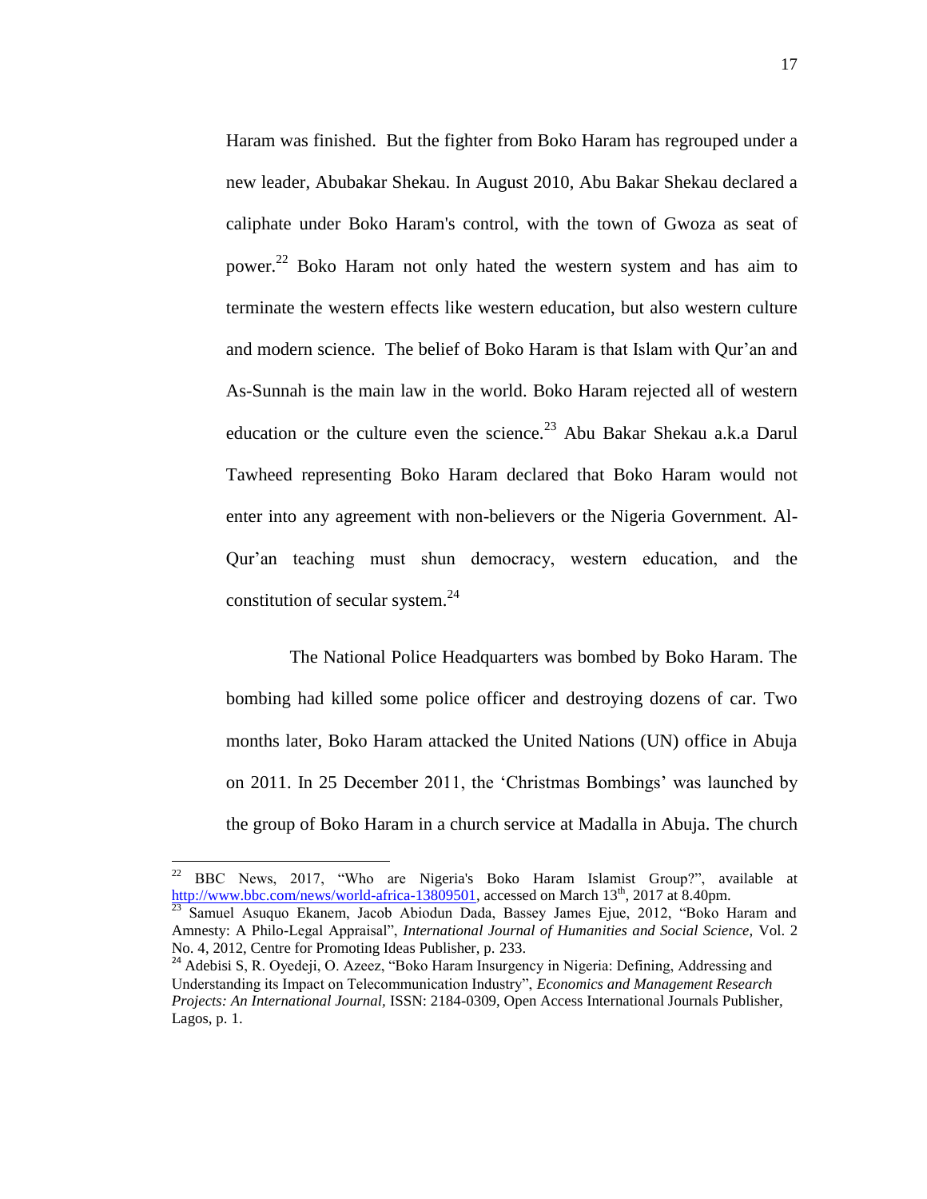Haram was finished. But the fighter from Boko Haram has regrouped under a new leader, Abubakar Shekau. In August 2010, Abu Bakar Shekau declared a caliphate under Boko Haram's control, with the town of Gwoza as seat of power.[22] Boko Haram not only hated the western system and has aim to terminate the western effects like western education, but also western culture and modern science. The belief of Boko Haram is that Islam with Qur'an and As-Sunnah is the main law in the world. Boko Haram rejected all of western education or the culture even the science.[23] Abu Bakar Shekau a.k.a Darul Tawheed representing Boko Haram declared that Boko Haram would not enter into any agreement with non-believers or the Nigeria Government. Al-Qur'an teaching must shun democracy, western education, and the constitution of secular system.[24]

The National Police Headquarters was bombed by Boko Haram. The bombing had killed some police officer and destroying dozens of car. Two months later, Boko Haram attacked the United Nations (UN) office in Abuja on 2011. In 25 December 2011, the 'Christmas Bombings' was launched by the group of Boko Haram in a church service at Madalla in Abuja. The church

---

[22] BBC News, 2017, "Who are Nigeria's Boko Haram Islamist Group?", available at http://www.bbc.com/news/world-africa-13809501, accessed on March 13th, 2017 at 8.40pm.

[23] Samuel Asuquo Ekanem, Jacob Abiodun Dada, Bassey James Ejue, 2012, "Boko Haram and Amnesty: A Philo-Legal Appraisal", *International Journal of Humanities and Social Science,* Vol. 2 No. 4, 2012, Centre for Promoting Ideas Publisher, p. 233.

[24] Adebisi S, R. Oyedeji, O. Azeez, "Boko Haram Insurgency in Nigeria: Defining, Addressing and Understanding its Impact on Telecommunication Industry", *Economics and Management Research Projects: An International Journal,* ISSN: 2184-0309, Open Access International Journals Publisher, Lagos, p. 1.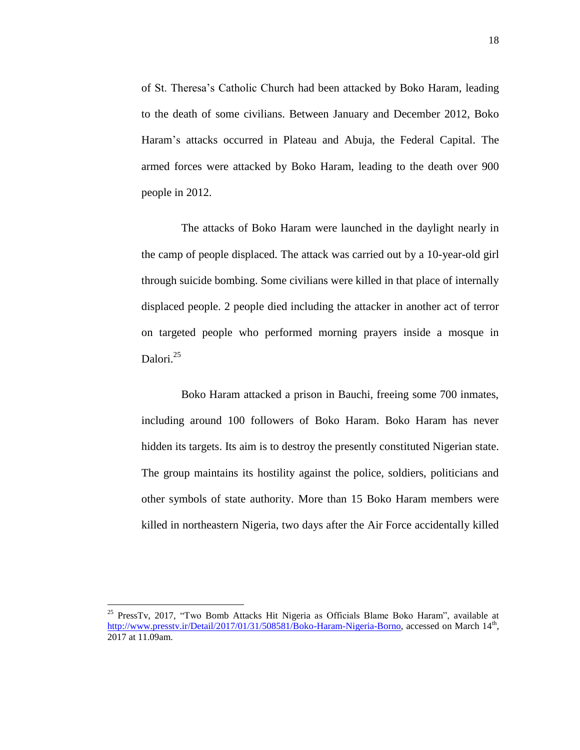of St. Theresa's Catholic Church had been attacked by Boko Haram, leading to the death of some civilians. Between January and December 2012, Boko Haram's attacks occurred in Plateau and Abuja, the Federal Capital. The armed forces were attacked by Boko Haram, leading to the death over 900 people in 2012.

The attacks of Boko Haram were launched in the daylight nearly in the camp of people displaced. The attack was carried out by a 10-year-old girl through suicide bombing. Some civilians were killed in that place of internally displaced people. 2 people died including the attacker in another act of terror on targeted people who performed morning prayers inside a mosque in Dalori.[25]

Boko Haram attacked a prison in Bauchi, freeing some 700 inmates, including around 100 followers of Boko Haram. Boko Haram has never hidden its targets. Its aim is to destroy the presently constituted Nigerian state. The group maintains its hostility against the police, soldiers, politicians and other symbols of state authority. More than 15 Boko Haram members were killed in northeastern Nigeria, two days after the Air Force accidentally killed

---

[25] PressTv, 2017, "Two Bomb Attacks Hit Nigeria as Officials Blame Boko Haram", available at http://www.presstv.ir/Detail/2017/01/31/508581/Boko-Haram-Nigeria-Borno, accessed on March 14th, 2017 at 11.09am.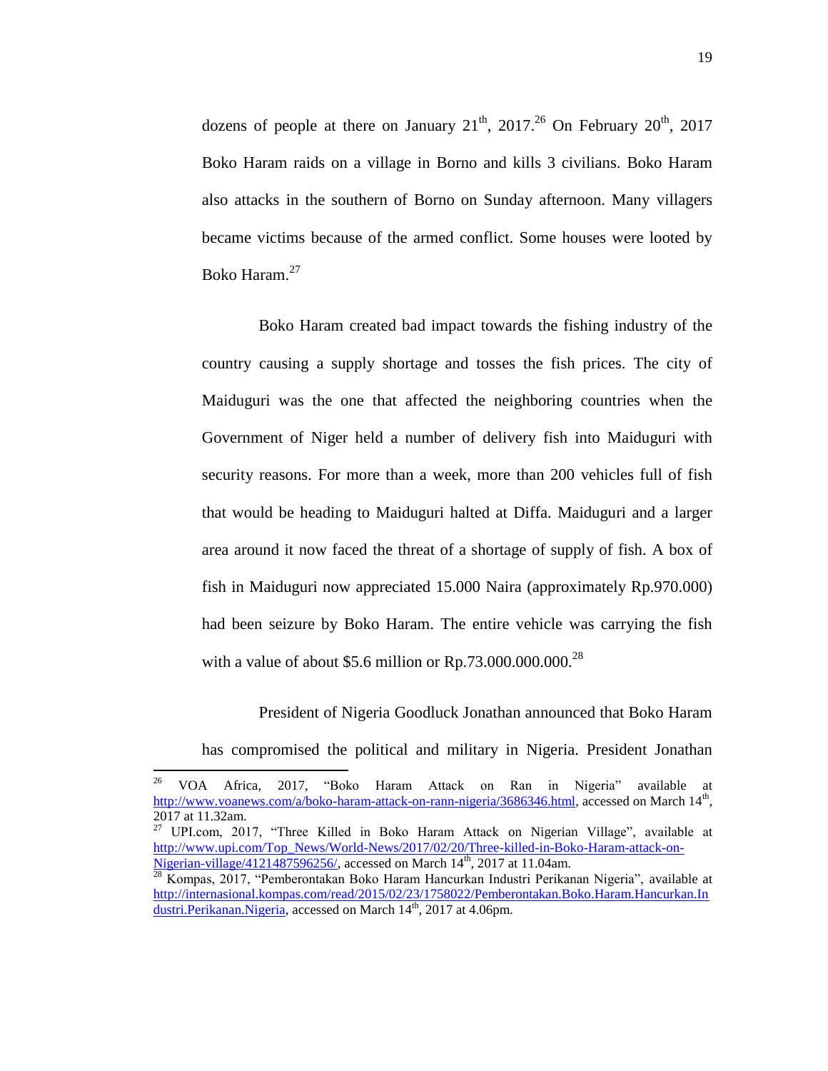dozens of people at there on January 21th, 2017.[26] On February 20th, 2017 Boko Haram raids on a village in Borno and kills 3 civilians. Boko Haram also attacks in the southern of Borno on Sunday afternoon. Many villagers became victims because of the armed conflict. Some houses were looted by Boko Haram.[27]

Boko Haram created bad impact towards the fishing industry of the country causing a supply shortage and tosses the fish prices. The city of Maiduguri was the one that affected the neighboring countries when the Government of Niger held a number of delivery fish into Maiduguri with security reasons. For more than a week, more than 200 vehicles full of fish that would be heading to Maiduguri halted at Diffa. Maiduguri and a larger area around it now faced the threat of a shortage of supply of fish. A box of fish in Maiduguri now appreciated 15.000 Naira (approximately Rp.970.000) had been seizure by Boko Haram. The entire vehicle was carrying the fish with a value of about $5.6 million or Rp.73.000.000.000.[28]

President of Nigeria Goodluck Jonathan announced that Boko Haram has compromised the political and military in Nigeria. President Jonathan

---

[26] VOA Africa, 2017, "Boko Haram Attack on Ran in Nigeria" available at http://www.voanews.com/a/boko-haram-attack-on-rann-nigeria/3686346.html, accessed on March 14th, 2017 at 11.32am.

[27] UPI.com, 2017, "Three Killed in Boko Haram Attack on Nigerian Village", available at http://www.upi.com/Top_News/World-News/2017/02/20/Three-killed-in-Boko-Haram-attack-on-Nigerian-village/4121487596256/, accessed on March 14th, 2017 at 11.04am.

[28] Kompas, 2017, "Pemberontakan Boko Haram Hancurkan Industri Perikanan Nigeria", available at http://internasional.kompas.com/read/2015/02/23/1758022/Pemberontakan.Boko.Haram.Hancurkan.Industri.Perikanan.Nigeria, accessed on March 14th, 2017 at 4.06pm.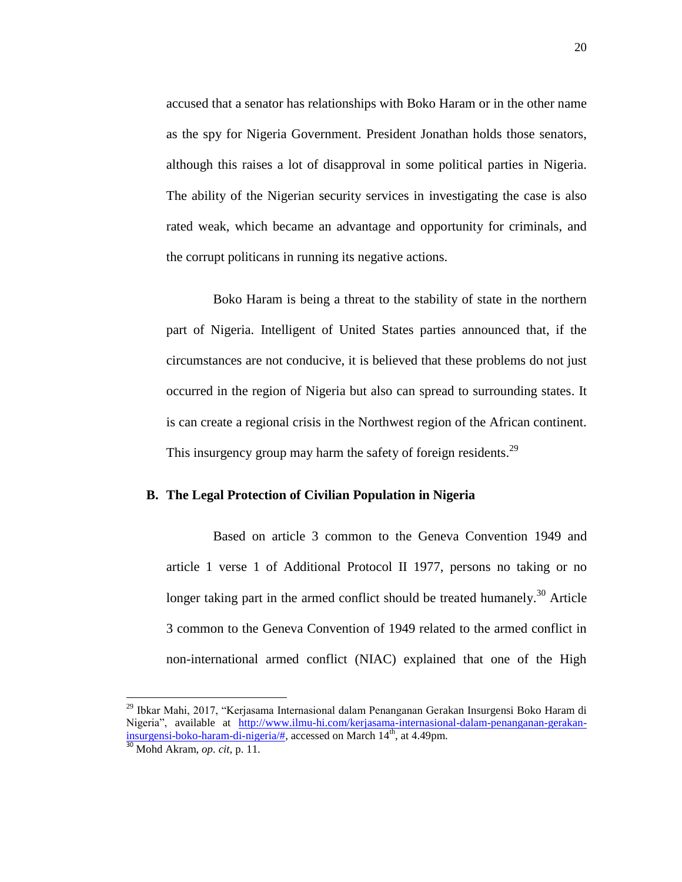accused that a senator has relationships with Boko Haram or in the other name as the spy for Nigeria Government. President Jonathan holds those senators, although this raises a lot of disapproval in some political parties in Nigeria. The ability of the Nigerian security services in investigating the case is also rated weak, which became an advantage and opportunity for criminals, and the corrupt politicans in running its negative actions.

Boko Haram is being a threat to the stability of state in the northern part of Nigeria. Intelligent of United States parties announced that, if the circumstances are not conducive, it is believed that these problems do not just occurred in the region of Nigeria but also can spread to surrounding states. It is can create a regional crisis in the Northwest region of the African continent. This insurgency group may harm the safety of foreign residents.[29]

## B. The Legal Protection of Civilian Population in Nigeria

Based on article 3 common to the Geneva Convention 1949 and article 1 verse 1 of Additional Protocol II 1977, persons no taking or no longer taking part in the armed conflict should be treated humanely.[30] Article 3 common to the Geneva Convention of 1949 related to the armed conflict in non-international armed conflict (NIAC) explained that one of the High

---

[29] Ibkar Mahi, 2017, "Kerjasama Internasional dalam Penanganan Gerakan Insurgensi Boko Haram di Nigeria", available at http://www.ilmu-hi.com/kerjasama-internasional-dalam-penanganan-gerakan-insurgensi-boko-haram-di-nigeria/#, accessed on March 14th, at 4.49pm.

[30] Mohd Akram, *op. cit,* p. 11.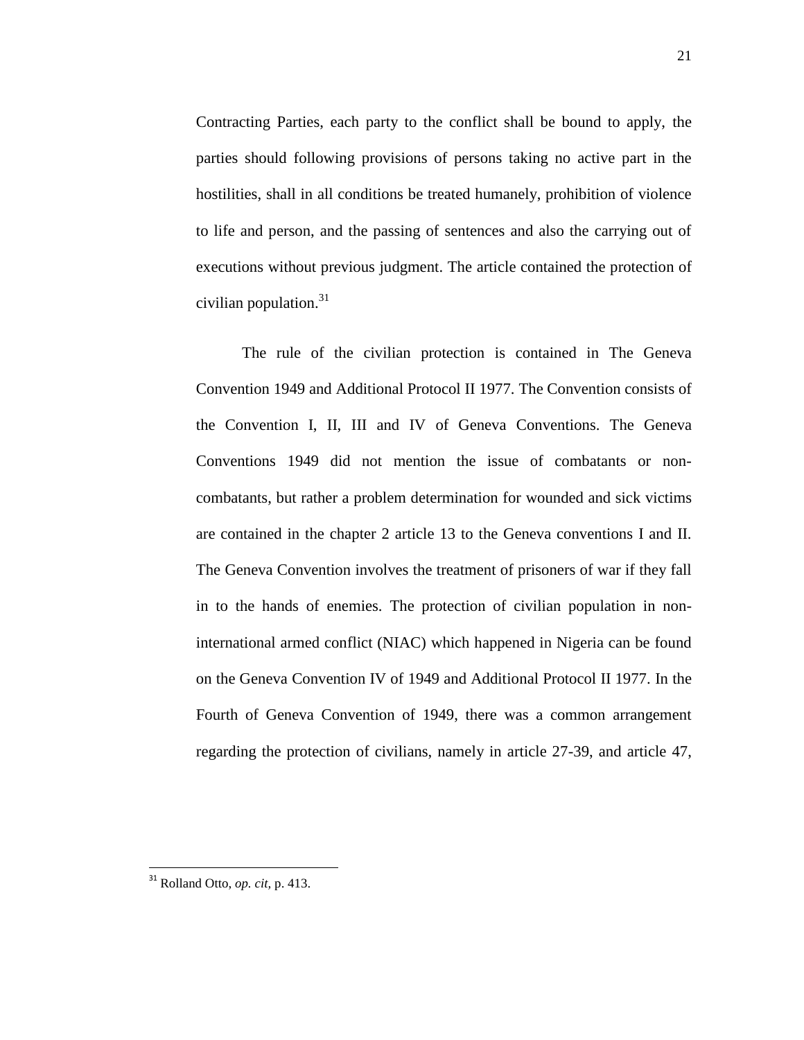Contracting Parties, each party to the conflict shall be bound to apply, the parties should following provisions of persons taking no active part in the hostilities, shall in all conditions be treated humanely, prohibition of violence to life and person, and the passing of sentences and also the carrying out of executions without previous judgment. The article contained the protection of civilian population.[31]

The rule of the civilian protection is contained in The Geneva Convention 1949 and Additional Protocol II 1977. The Convention consists of the Convention I, II, III and IV of Geneva Conventions. The Geneva Conventions 1949 did not mention the issue of combatants or non-combatants, but rather a problem determination for wounded and sick victims are contained in the chapter 2 article 13 to the Geneva conventions I and II. The Geneva Convention involves the treatment of prisoners of war if they fall in to the hands of enemies. The protection of civilian population in non-international armed conflict (NIAC) which happened in Nigeria can be found on the Geneva Convention IV of 1949 and Additional Protocol II 1977. In the Fourth of Geneva Convention of 1949, there was a common arrangement regarding the protection of civilians, namely in article 27-39, and article 47,

---

[31] Rolland Otto, *op. cit*, p. 413.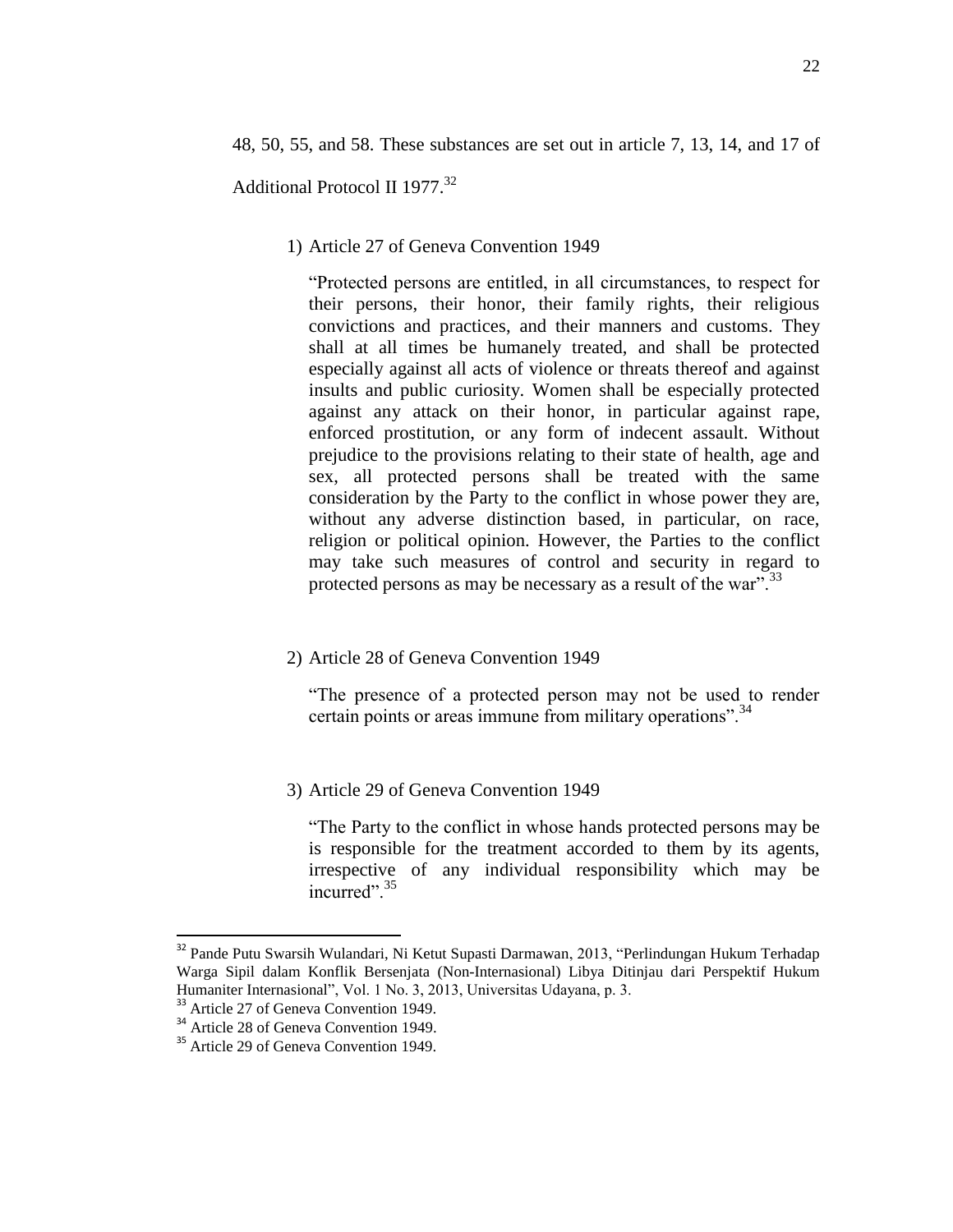48, 50, 55, and 58. These substances are set out in article 7, 13, 14, and 17 of Additional Protocol II 1977.[32]

1) Article 27 of Geneva Convention 1949

   "Protected persons are entitled, in all circumstances, to respect for their persons, their honor, their family rights, their religious convictions and practices, and their manners and customs. They shall at all times be humanely treated, and shall be protected especially against all acts of violence or threats thereof and against insults and public curiosity. Women shall be especially protected against any attack on their honor, in particular against rape, enforced prostitution, or any form of indecent assault. Without prejudice to the provisions relating to their state of health, age and sex, all protected persons shall be treated with the same consideration by the Party to the conflict in whose power they are, without any adverse distinction based, in particular, on race, religion or political opinion. However, the Parties to the conflict may take such measures of control and security in regard to protected persons as may be necessary as a result of the war".[33]

2) Article 28 of Geneva Convention 1949

   "The presence of a protected person may not be used to render certain points or areas immune from military operations".[34]

3) Article 29 of Geneva Convention 1949

   "The Party to the conflict in whose hands protected persons may be is responsible for the treatment accorded to them by its agents, irrespective of any individual responsibility which may be incurred".[35]

---

[32] Pande Putu Swarsih Wulandari, Ni Ketut Supasti Darmawan, 2013, "Perlindungan Hukum Terhadap Warga Sipil dalam Konflik Bersenjata (Non-Internasional) Libya Ditinjau dari Perspektif Hukum Humaniter Internasional", Vol. 1 No. 3, 2013, Universitas Udayana, p. 3.

[33] Article 27 of Geneva Convention 1949.

[34] Article 28 of Geneva Convention 1949.

[35] Article 29 of Geneva Convention 1949.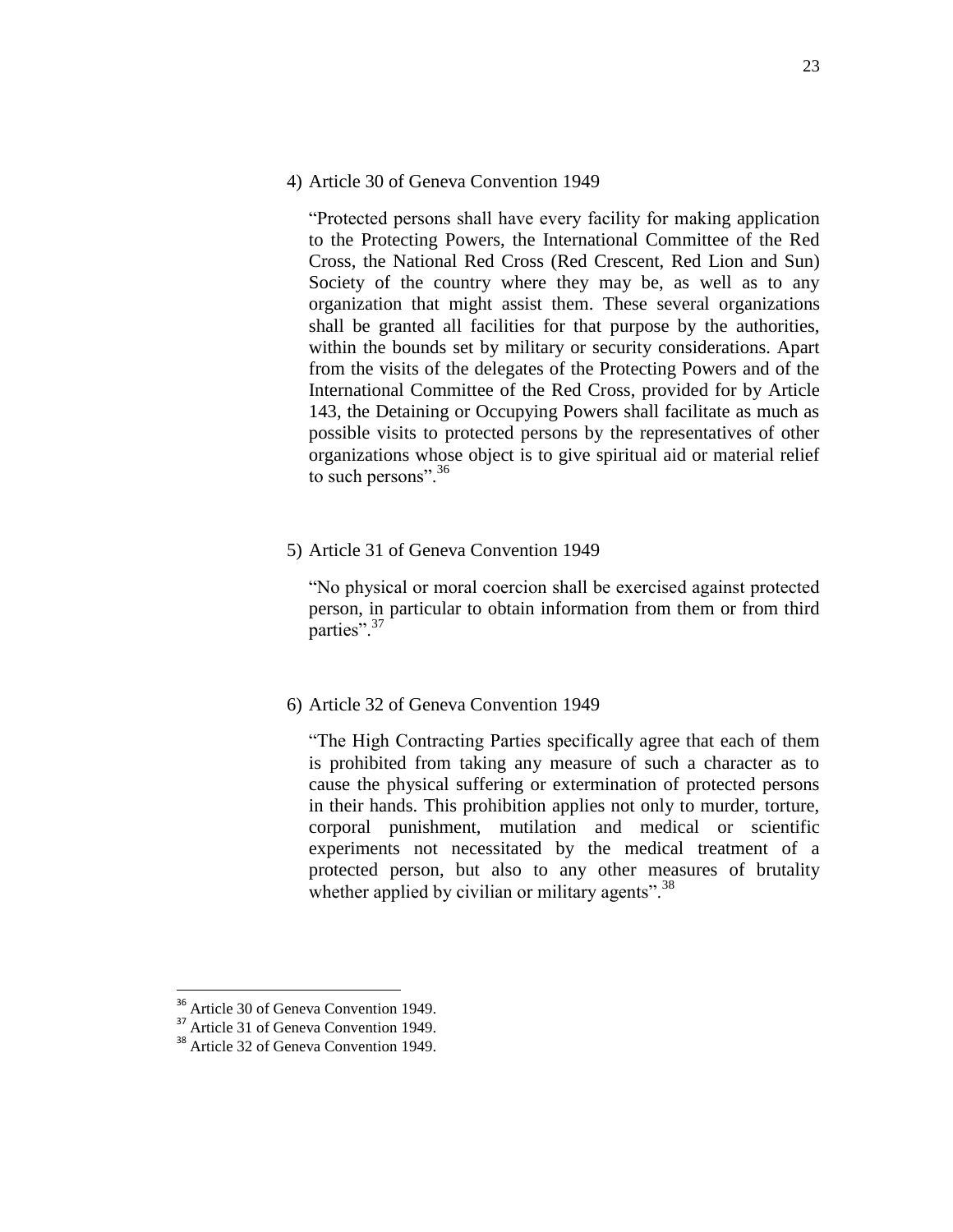4) Article 30 of Geneva Convention 1949

"Protected persons shall have every facility for making application to the Protecting Powers, the International Committee of the Red Cross, the National Red Cross (Red Crescent, Red Lion and Sun) Society of the country where they may be, as well as to any organization that might assist them. These several organizations shall be granted all facilities for that purpose by the authorities, within the bounds set by military or security considerations. Apart from the visits of the delegates of the Protecting Powers and of the International Committee of the Red Cross, provided for by Article 143, the Detaining or Occupying Powers shall facilitate as much as possible visits to protected persons by the representatives of other organizations whose object is to give spiritual aid or material relief to such persons".[36]

5) Article 31 of Geneva Convention 1949

"No physical or moral coercion shall be exercised against protected person, in particular to obtain information from them or from third parties".[37]

6) Article 32 of Geneva Convention 1949

"The High Contracting Parties specifically agree that each of them is prohibited from taking any measure of such a character as to cause the physical suffering or extermination of protected persons in their hands. This prohibition applies not only to murder, torture, corporal punishment, mutilation and medical or scientific experiments not necessitated by the medical treatment of a protected person, but also to any other measures of brutality whether applied by civilian or military agents".[38]

---

[36] Article 30 of Geneva Convention 1949.

[37] Article 31 of Geneva Convention 1949.

[38] Article 32 of Geneva Convention 1949.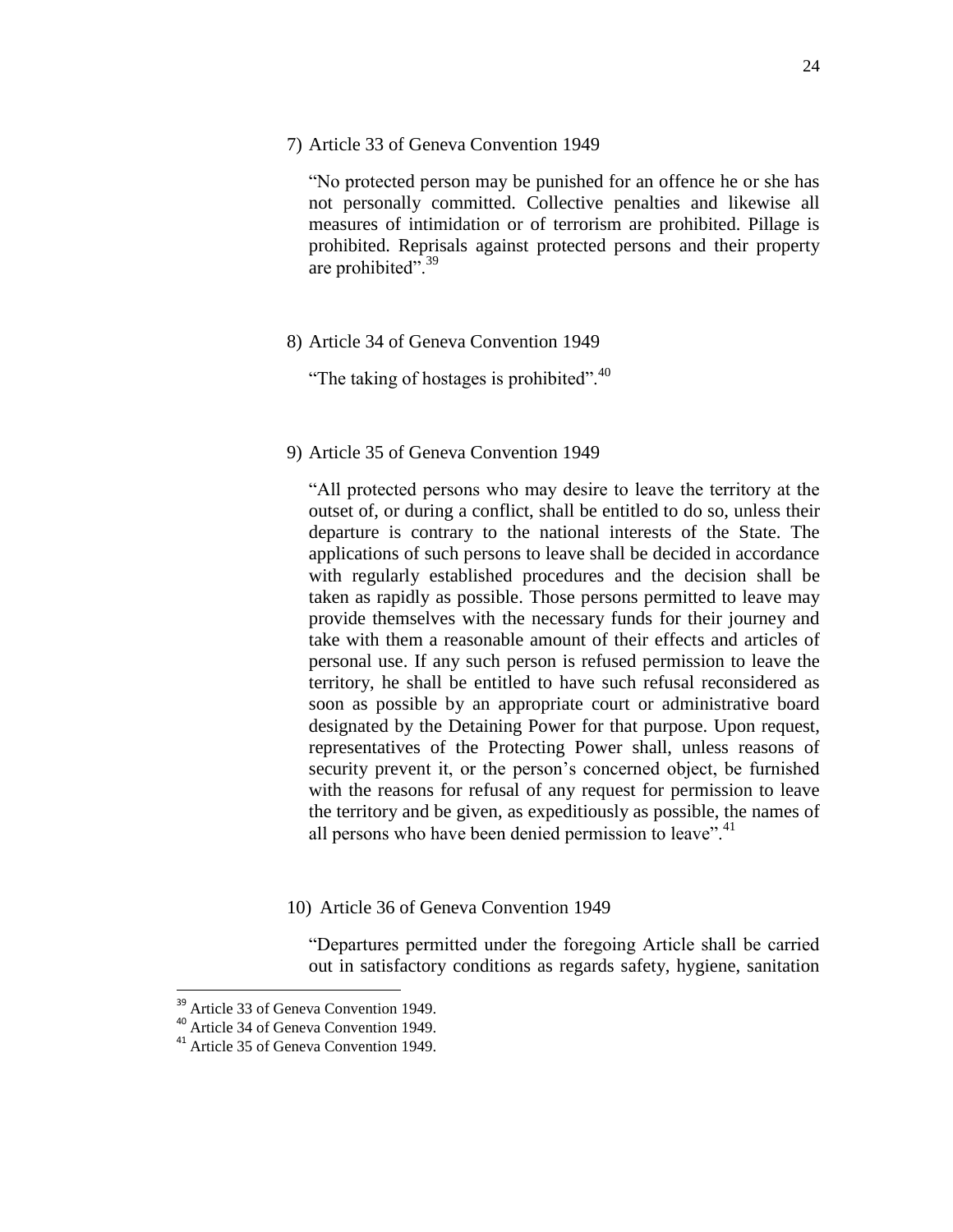7) Article 33 of Geneva Convention 1949

   "No protected person may be punished for an offence he or she has not personally committed. Collective penalties and likewise all measures of intimidation or of terrorism are prohibited. Pillage is prohibited. Reprisals against protected persons and their property are prohibited".[39]

8) Article 34 of Geneva Convention 1949

   "The taking of hostages is prohibited".[40]

9) Article 35 of Geneva Convention 1949

   "All protected persons who may desire to leave the territory at the outset of, or during a conflict, shall be entitled to do so, unless their departure is contrary to the national interests of the State. The applications of such persons to leave shall be decided in accordance with regularly established procedures and the decision shall be taken as rapidly as possible. Those persons permitted to leave may provide themselves with the necessary funds for their journey and take with them a reasonable amount of their effects and articles of personal use. If any such person is refused permission to leave the territory, he shall be entitled to have such refusal reconsidered as soon as possible by an appropriate court or administrative board designated by the Detaining Power for that purpose. Upon request, representatives of the Protecting Power shall, unless reasons of security prevent it, or the person's concerned object, be furnished with the reasons for refusal of any request for permission to leave the territory and be given, as expeditiously as possible, the names of all persons who have been denied permission to leave".[41]

10) Article 36 of Geneva Convention 1949

   "Departures permitted under the foregoing Article shall be carried out in satisfactory conditions as regards safety, hygiene, sanitation

---

[39] Article 33 of Geneva Convention 1949.

[40] Article 34 of Geneva Convention 1949.

[41] Article 35 of Geneva Convention 1949.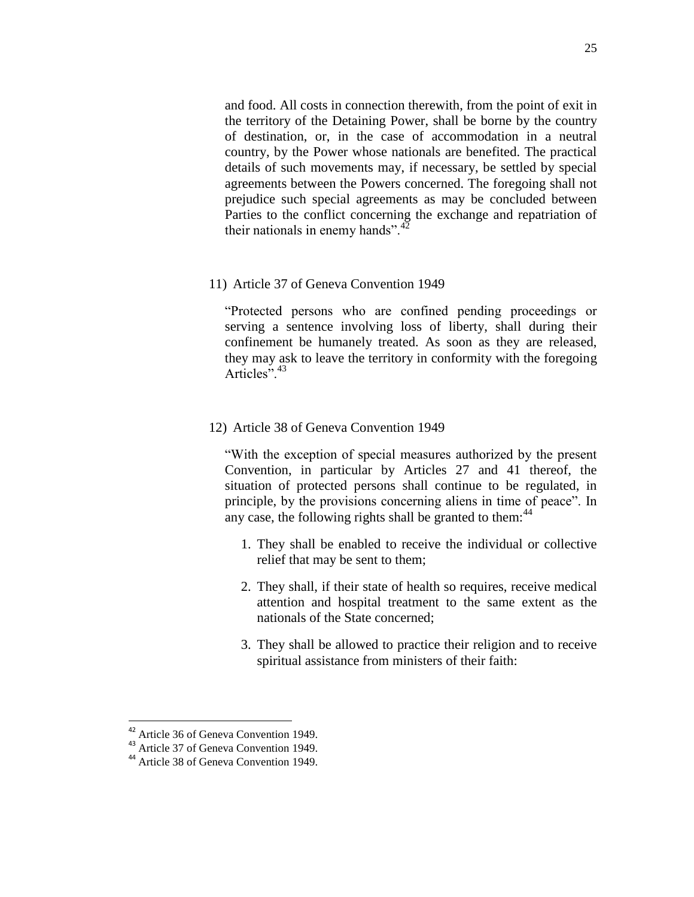and food. All costs in connection therewith, from the point of exit in the territory of the Detaining Power, shall be borne by the country of destination, or, in the case of accommodation in a neutral country, by the Power whose nationals are benefited. The practical details of such movements may, if necessary, be settled by special agreements between the Powers concerned. The foregoing shall not prejudice such special agreements as may be concluded between Parties to the conflict concerning the exchange and repatriation of their nationals in enemy hands".[42]

11) Article 37 of Geneva Convention 1949

"Protected persons who are confined pending proceedings or serving a sentence involving loss of liberty, shall during their confinement be humanely treated. As soon as they are released, they may ask to leave the territory in conformity with the foregoing Articles".[43]

12) Article 38 of Geneva Convention 1949

"With the exception of special measures authorized by the present Convention, in particular by Articles 27 and 41 thereof, the situation of protected persons shall continue to be regulated, in principle, by the provisions concerning aliens in time of peace". In any case, the following rights shall be granted to them:[44]

1. They shall be enabled to receive the individual or collective relief that may be sent to them;
2. They shall, if their state of health so requires, receive medical attention and hospital treatment to the same extent as the nationals of the State concerned;
3. They shall be allowed to practice their religion and to receive spiritual assistance from ministers of their faith:

[42] Article 36 of Geneva Convention 1949.
[43] Article 37 of Geneva Convention 1949.
[44] Article 38 of Geneva Convention 1949.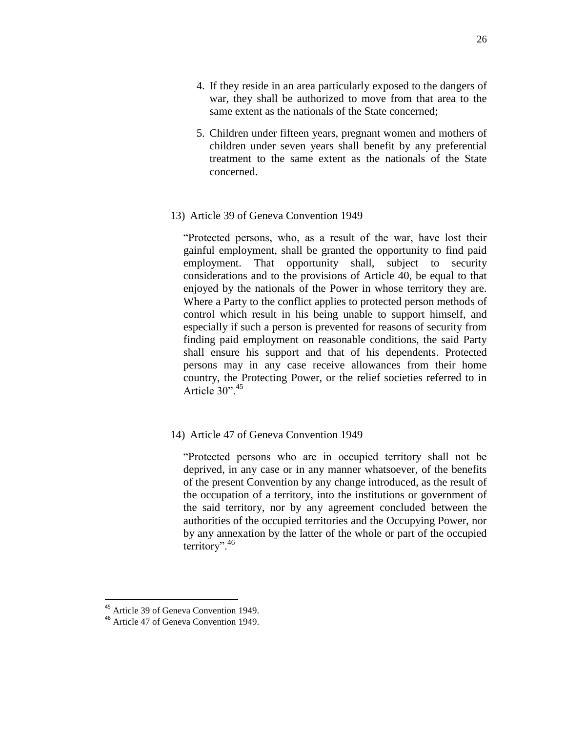4. If they reside in an area particularly exposed to the dangers of war, they shall be authorized to move from that area to the same extent as the nationals of the State concerned;

5. Children under fifteen years, pregnant women and mothers of children under seven years shall benefit by any preferential treatment to the same extent as the nationals of the State concerned.

13) Article 39 of Geneva Convention 1949

"Protected persons, who, as a result of the war, have lost their gainful employment, shall be granted the opportunity to find paid employment. That opportunity shall, subject to security considerations and to the provisions of Article 40, be equal to that enjoyed by the nationals of the Power in whose territory they are. Where a Party to the conflict applies to protected person methods of control which result in his being unable to support himself, and especially if such a person is prevented for reasons of security from finding paid employment on reasonable conditions, the said Party shall ensure his support and that of his dependents. Protected persons may in any case receive allowances from their home country, the Protecting Power, or the relief societies referred to in Article 30".[45]

14) Article 47 of Geneva Convention 1949

"Protected persons who are in occupied territory shall not be deprived, in any case or in any manner whatsoever, of the benefits of the present Convention by any change introduced, as the result of the occupation of a territory, into the institutions or government of the said territory, nor by any agreement concluded between the authorities of the occupied territories and the Occupying Power, nor by any annexation by the latter of the whole or part of the occupied territory".[46]

---

[45] Article 39 of Geneva Convention 1949.

[46] Article 47 of Geneva Convention 1949.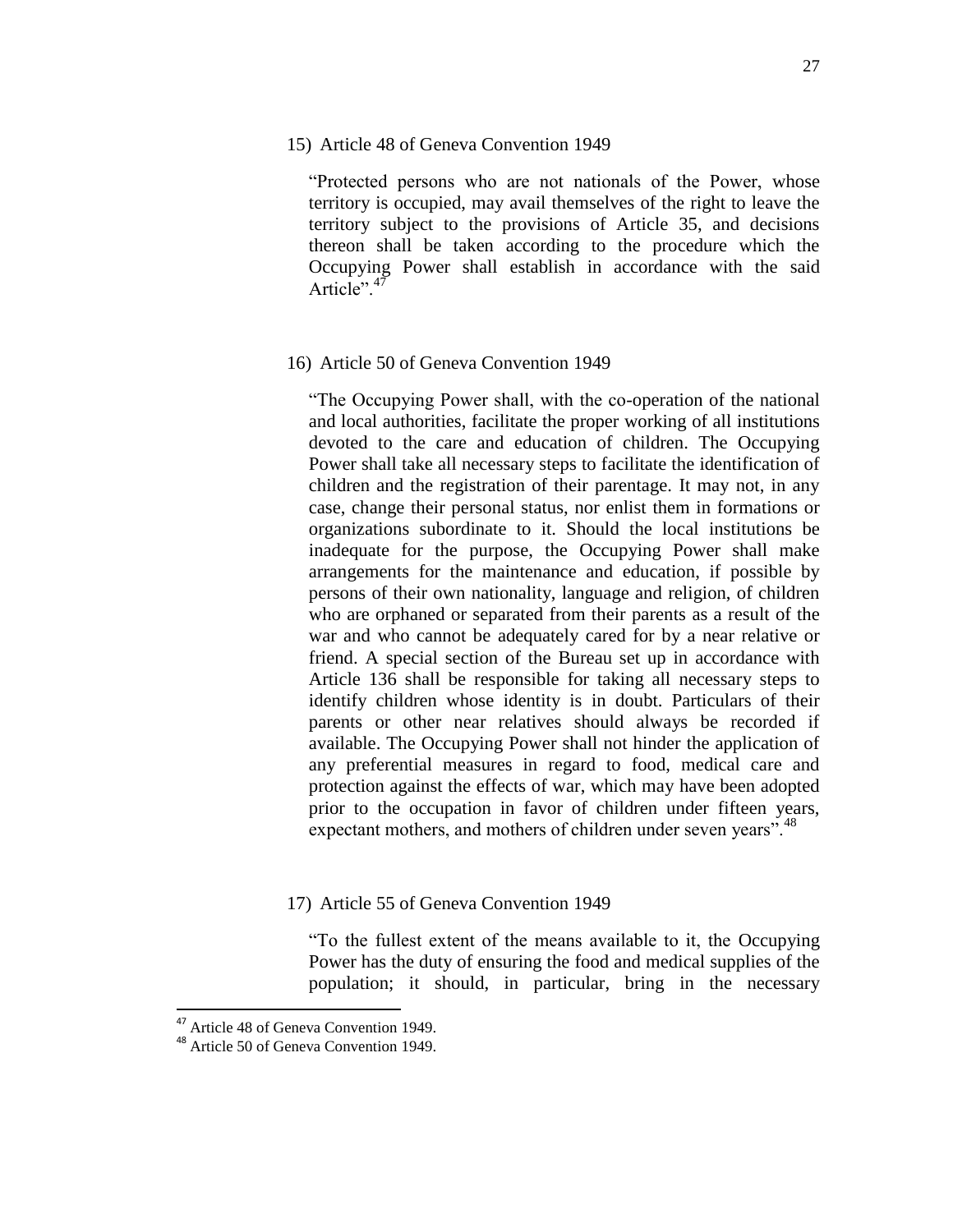15) Article 48 of Geneva Convention 1949

"Protected persons who are not nationals of the Power, whose territory is occupied, may avail themselves of the right to leave the territory subject to the provisions of Article 35, and decisions thereon shall be taken according to the procedure which the Occupying Power shall establish in accordance with the said Article".[47]

16) Article 50 of Geneva Convention 1949

"The Occupying Power shall, with the co-operation of the national and local authorities, facilitate the proper working of all institutions devoted to the care and education of children. The Occupying Power shall take all necessary steps to facilitate the identification of children and the registration of their parentage. It may not, in any case, change their personal status, nor enlist them in formations or organizations subordinate to it. Should the local institutions be inadequate for the purpose, the Occupying Power shall make arrangements for the maintenance and education, if possible by persons of their own nationality, language and religion, of children who are orphaned or separated from their parents as a result of the war and who cannot be adequately cared for by a near relative or friend. A special section of the Bureau set up in accordance with Article 136 shall be responsible for taking all necessary steps to identify children whose identity is in doubt. Particulars of their parents or other near relatives should always be recorded if available. The Occupying Power shall not hinder the application of any preferential measures in regard to food, medical care and protection against the effects of war, which may have been adopted prior to the occupation in favor of children under fifteen years, expectant mothers, and mothers of children under seven years".[48]

17) Article 55 of Geneva Convention 1949

"To the fullest extent of the means available to it, the Occupying Power has the duty of ensuring the food and medical supplies of the population; it should, in particular, bring in the necessary

[47] Article 48 of Geneva Convention 1949.

[48] Article 50 of Geneva Convention 1949.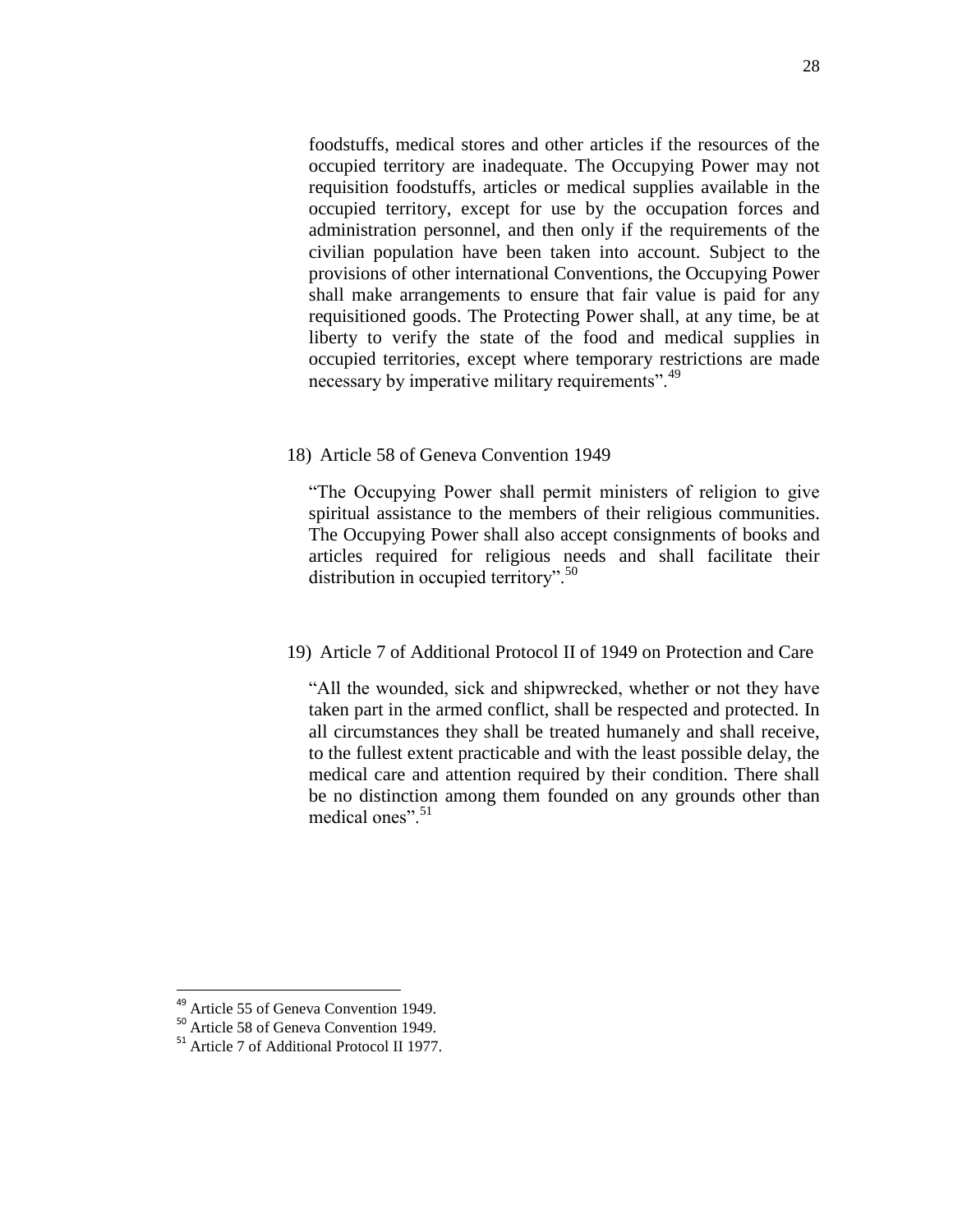foodstuffs, medical stores and other articles if the resources of the occupied territory are inadequate. The Occupying Power may not requisition foodstuffs, articles or medical supplies available in the occupied territory, except for use by the occupation forces and administration personnel, and then only if the requirements of the civilian population have been taken into account. Subject to the provisions of other international Conventions, the Occupying Power shall make arrangements to ensure that fair value is paid for any requisitioned goods. The Protecting Power shall, at any time, be at liberty to verify the state of the food and medical supplies in occupied territories, except where temporary restrictions are made necessary by imperative military requirements".[49]

18) Article 58 of Geneva Convention 1949

"The Occupying Power shall permit ministers of religion to give spiritual assistance to the members of their religious communities. The Occupying Power shall also accept consignments of books and articles required for religious needs and shall facilitate their distribution in occupied territory".[50]

19) Article 7 of Additional Protocol II of 1949 on Protection and Care

"All the wounded, sick and shipwrecked, whether or not they have taken part in the armed conflict, shall be respected and protected. In all circumstances they shall be treated humanely and shall receive, to the fullest extent practicable and with the least possible delay, the medical care and attention required by their condition. There shall be no distinction among them founded on any grounds other than medical ones".[51]

---

[49] Article 55 of Geneva Convention 1949.

[50] Article 58 of Geneva Convention 1949.

[51] Article 7 of Additional Protocol II 1977.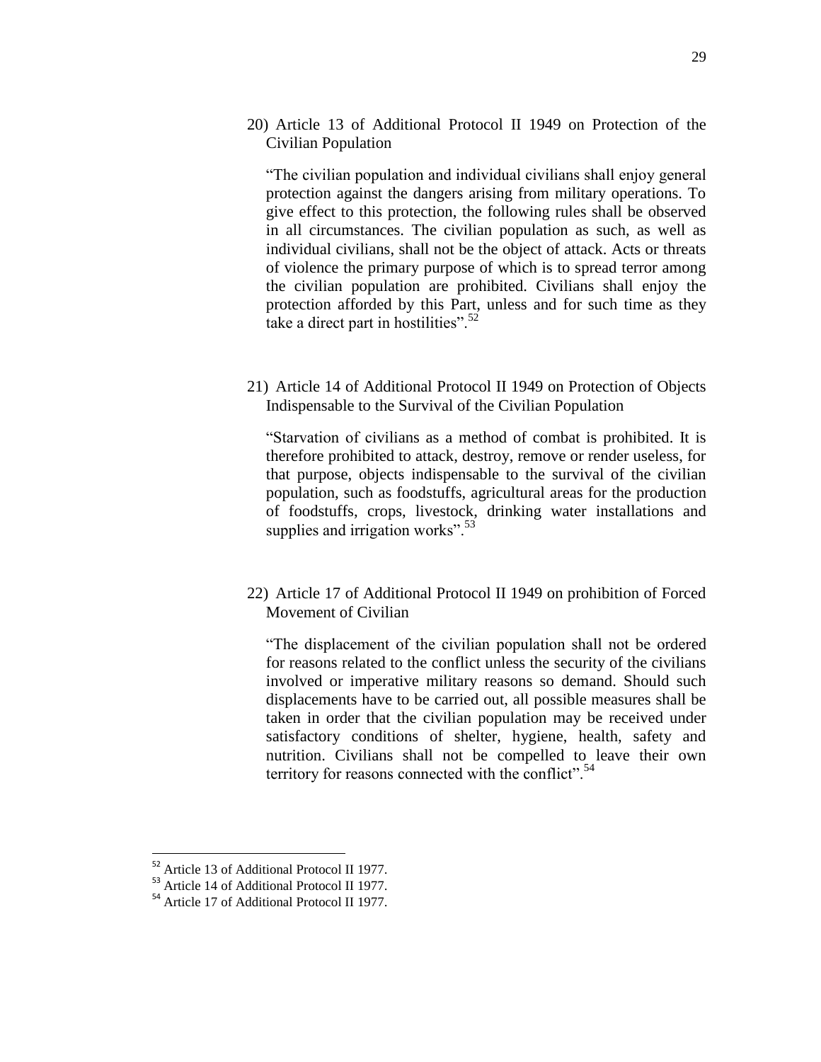20) Article 13 of Additional Protocol II 1949 on Protection of the Civilian Population

"The civilian population and individual civilians shall enjoy general protection against the dangers arising from military operations. To give effect to this protection, the following rules shall be observed in all circumstances. The civilian population as such, as well as individual civilians, shall not be the object of attack. Acts or threats of violence the primary purpose of which is to spread terror among the civilian population are prohibited. Civilians shall enjoy the protection afforded by this Part, unless and for such time as they take a direct part in hostilities".[52]

21) Article 14 of Additional Protocol II 1949 on Protection of Objects Indispensable to the Survival of the Civilian Population

"Starvation of civilians as a method of combat is prohibited. It is therefore prohibited to attack, destroy, remove or render useless, for that purpose, objects indispensable to the survival of the civilian population, such as foodstuffs, agricultural areas for the production of foodstuffs, crops, livestock, drinking water installations and supplies and irrigation works".[53]

22) Article 17 of Additional Protocol II 1949 on prohibition of Forced Movement of Civilian

"The displacement of the civilian population shall not be ordered for reasons related to the conflict unless the security of the civilians involved or imperative military reasons so demand. Should such displacements have to be carried out, all possible measures shall be taken in order that the civilian population may be received under satisfactory conditions of shelter, hygiene, health, safety and nutrition. Civilians shall not be compelled to leave their own territory for reasons connected with the conflict".[54]

---

[52] Article 13 of Additional Protocol II 1977.

[53] Article 14 of Additional Protocol II 1977.

[54] Article 17 of Additional Protocol II 1977.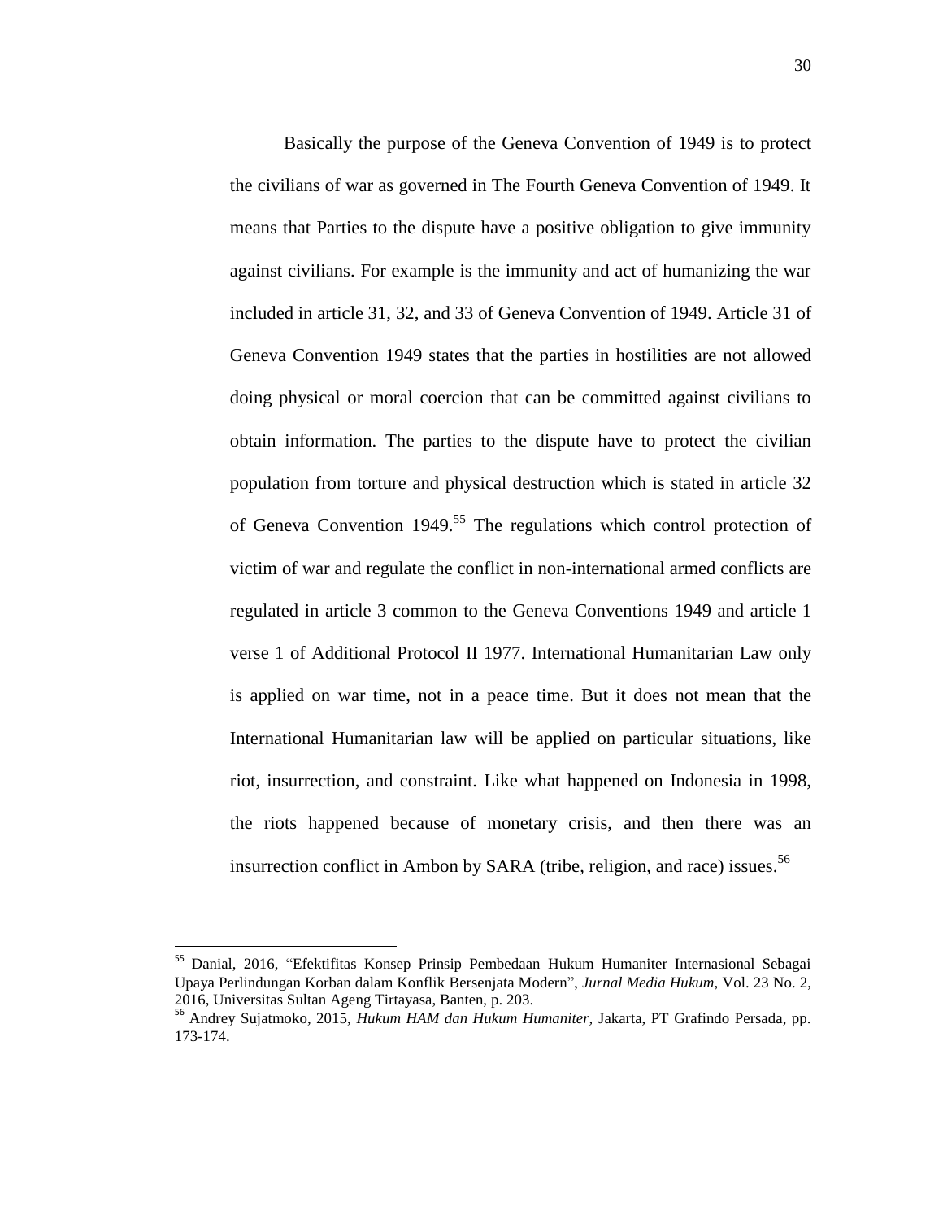Basically the purpose of the Geneva Convention of 1949 is to protect the civilians of war as governed in The Fourth Geneva Convention of 1949. It means that Parties to the dispute have a positive obligation to give immunity against civilians. For example is the immunity and act of humanizing the war included in article 31, 32, and 33 of Geneva Convention of 1949. Article 31 of Geneva Convention 1949 states that the parties in hostilities are not allowed doing physical or moral coercion that can be committed against civilians to obtain information. The parties to the dispute have to protect the civilian population from torture and physical destruction which is stated in article 32 of Geneva Convention 1949.[55] The regulations which control protection of victim of war and regulate the conflict in non-international armed conflicts are regulated in article 3 common to the Geneva Conventions 1949 and article 1 verse 1 of Additional Protocol II 1977. International Humanitarian Law only is applied on war time, not in a peace time. But it does not mean that the International Humanitarian law will be applied on particular situations, like riot, insurrection, and constraint. Like what happened on Indonesia in 1998, the riots happened because of monetary crisis, and then there was an insurrection conflict in Ambon by SARA (tribe, religion, and race) issues.[56]

---

[55] Danial, 2016, "Efektifitas Konsep Prinsip Pembedaan Hukum Humaniter Internasional Sebagai Upaya Perlindungan Korban dalam Konflik Bersenjata Modern", *Jurnal Media Hukum*, Vol. 23 No. 2, 2016, Universitas Sultan Ageng Tirtayasa, Banten, p. 203.

[56] Andrey Sujatmoko, 2015, *Hukum HAM dan Hukum Humaniter*, Jakarta, PT Grafindo Persada, pp. 173-174.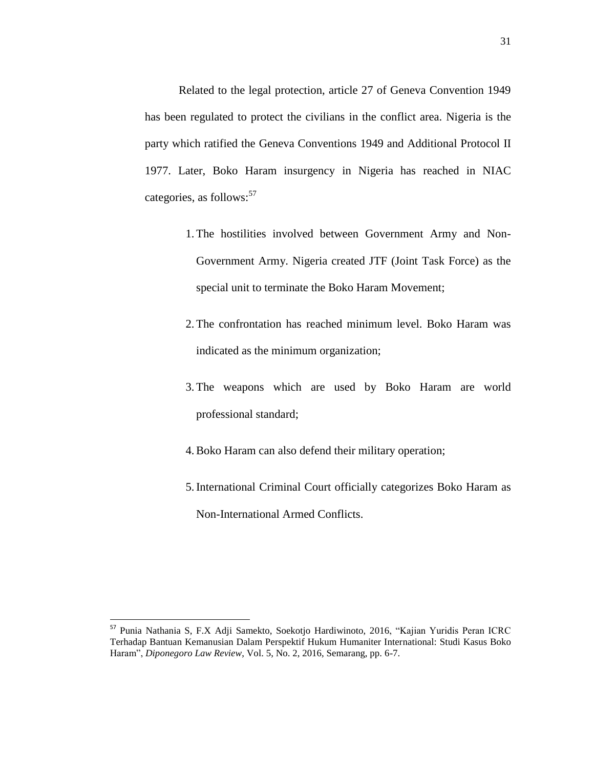Related to the legal protection, article 27 of Geneva Convention 1949 has been regulated to protect the civilians in the conflict area. Nigeria is the party which ratified the Geneva Conventions 1949 and Additional Protocol II 1977. Later, Boko Haram insurgency in Nigeria has reached in NIAC categories, as follows:[57]

1. The hostilities involved between Government Army and Non-Government Army. Nigeria created JTF (Joint Task Force) as the special unit to terminate the Boko Haram Movement;
2. The confrontation has reached minimum level. Boko Haram was indicated as the minimum organization;
3. The weapons which are used by Boko Haram are world professional standard;
4. Boko Haram can also defend their military operation;
5. International Criminal Court officially categorizes Boko Haram as Non-International Armed Conflicts.

---

[57] Punia Nathania S, F.X Adji Samekto, Soekotjo Hardiwinoto, 2016, "Kajian Yuridis Peran ICRC Terhadap Bantuan Kemanusian Dalam Perspektif Hukum Humaniter International: Studi Kasus Boko Haram", *Diponegoro Law Review*, Vol. 5, No. 2, 2016, Semarang, pp. 6-7.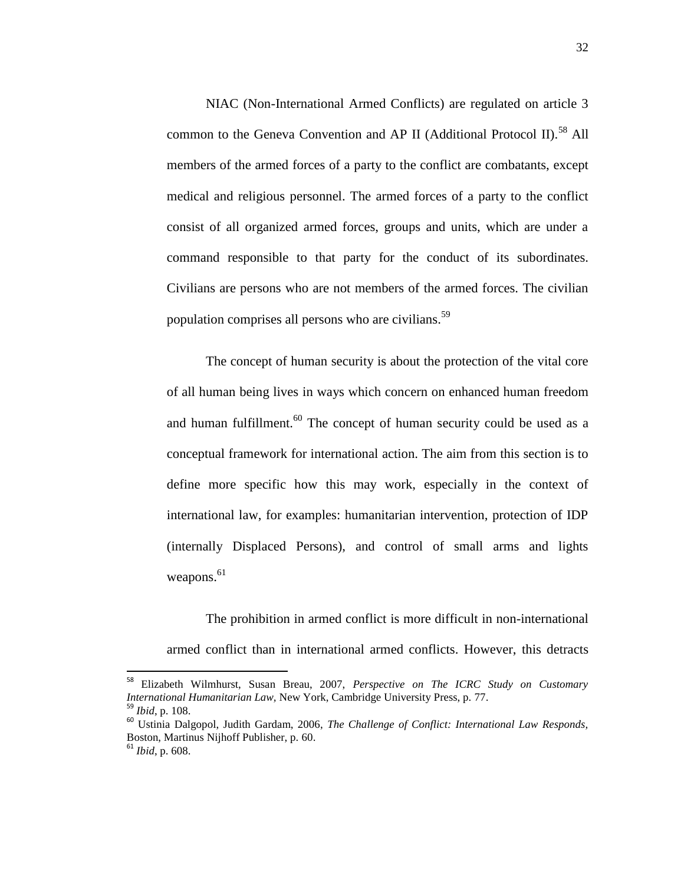NIAC (Non-International Armed Conflicts) are regulated on article 3 common to the Geneva Convention and AP II (Additional Protocol II).[58] All members of the armed forces of a party to the conflict are combatants, except medical and religious personnel. The armed forces of a party to the conflict consist of all organized armed forces, groups and units, which are under a command responsible to that party for the conduct of its subordinates. Civilians are persons who are not members of the armed forces. The civilian population comprises all persons who are civilians.[59]

The concept of human security is about the protection of the vital core of all human being lives in ways which concern on enhanced human freedom and human fulfillment.[60] The concept of human security could be used as a conceptual framework for international action. The aim from this section is to define more specific how this may work, especially in the context of international law, for examples: humanitarian intervention, protection of IDP (internally Displaced Persons), and control of small arms and lights weapons.[61]

The prohibition in armed conflict is more difficult in non-international armed conflict than in international armed conflicts. However, this detracts

---

[58] Elizabeth Wilmhurst, Susan Breau, 2007, *Perspective on The ICRC Study on Customary International Humanitarian Law,* New York, Cambridge University Press, p. 77.

[59] *Ibid*, p. 108.

[60] Ustinia Dalgopol, Judith Gardam, 2006, *The Challenge of Conflict: International Law Responds,* Boston, Martinus Nijhoff Publisher, p. 60.

[61] *Ibid*, p. 608.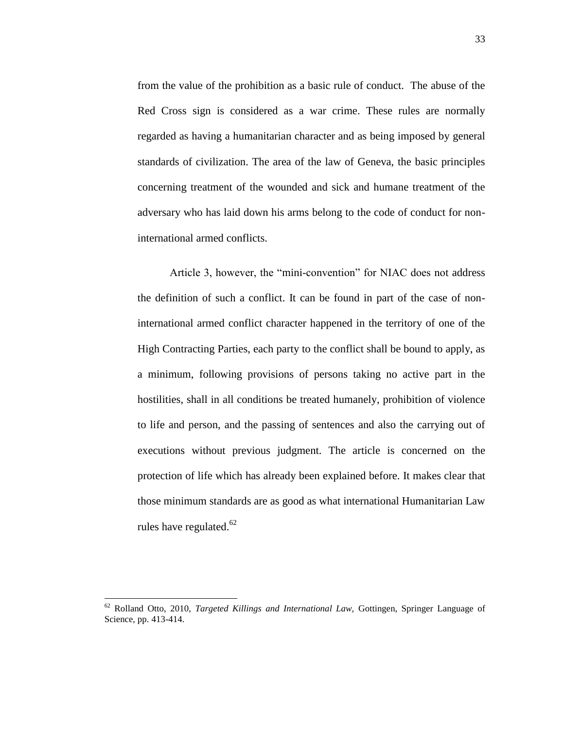from the value of the prohibition as a basic rule of conduct. The abuse of the Red Cross sign is considered as a war crime. These rules are normally regarded as having a humanitarian character and as being imposed by general standards of civilization. The area of the law of Geneva, the basic principles concerning treatment of the wounded and sick and humane treatment of the adversary who has laid down his arms belong to the code of conduct for non-international armed conflicts.

Article 3, however, the "mini-convention" for NIAC does not address the definition of such a conflict. It can be found in part of the case of non-international armed conflict character happened in the territory of one of the High Contracting Parties, each party to the conflict shall be bound to apply, as a minimum, following provisions of persons taking no active part in the hostilities, shall in all conditions be treated humanely, prohibition of violence to life and person, and the passing of sentences and also the carrying out of executions without previous judgment. The article is concerned on the protection of life which has already been explained before. It makes clear that those minimum standards are as good as what international Humanitarian Law rules have regulated.[62]

---

[62] Rolland Otto, 2010, *Targeted Killings and International Law,* Gottingen, Springer Language of Science, pp. 413-414.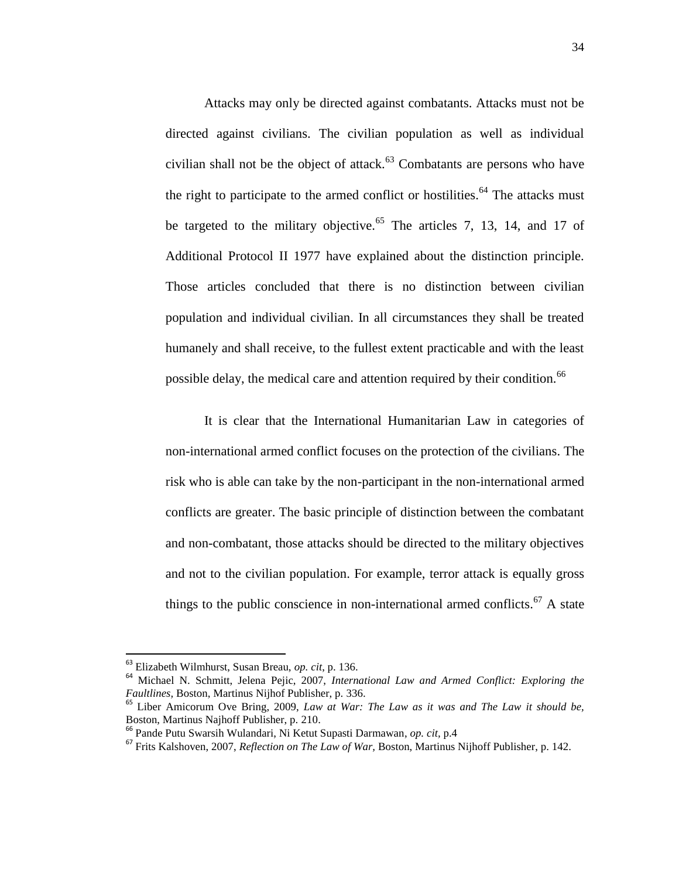Attacks may only be directed against combatants. Attacks must not be directed against civilians. The civilian population as well as individual civilian shall not be the object of attack.[63] Combatants are persons who have the right to participate to the armed conflict or hostilities.[64] The attacks must be targeted to the military objective.[65] The articles 7, 13, 14, and 17 of Additional Protocol II 1977 have explained about the distinction principle. Those articles concluded that there is no distinction between civilian population and individual civilian. In all circumstances they shall be treated humanely and shall receive, to the fullest extent practicable and with the least possible delay, the medical care and attention required by their condition.[66]

It is clear that the International Humanitarian Law in categories of non-international armed conflict focuses on the protection of the civilians. The risk who is able can take by the non-participant in the non-international armed conflicts are greater. The basic principle of distinction between the combatant and non-combatant, those attacks should be directed to the military objectives and not to the civilian population. For example, terror attack is equally gross things to the public conscience in non-international armed conflicts.[67] A state

---

[63] Elizabeth Wilmhurst, Susan Breau, *op. cit*, p. 136.

[64] Michael N. Schmitt, Jelena Pejic, 2007, *International Law and Armed Conflict: Exploring the Faultlines,* Boston, Martinus Nijhof Publisher, p. 336.

[65] Liber Amicorum Ove Bring, 2009, *Law at War: The Law as it was and The Law it should be,* Boston, Martinus Najhoff Publisher, p. 210.

[66] Pande Putu Swarsih Wulandari, Ni Ketut Supasti Darmawan, *op. cit,* p.4

[67] Frits Kalshoven, 2007, *Reflection on The Law of War,* Boston, Martinus Nijhoff Publisher, p. 142.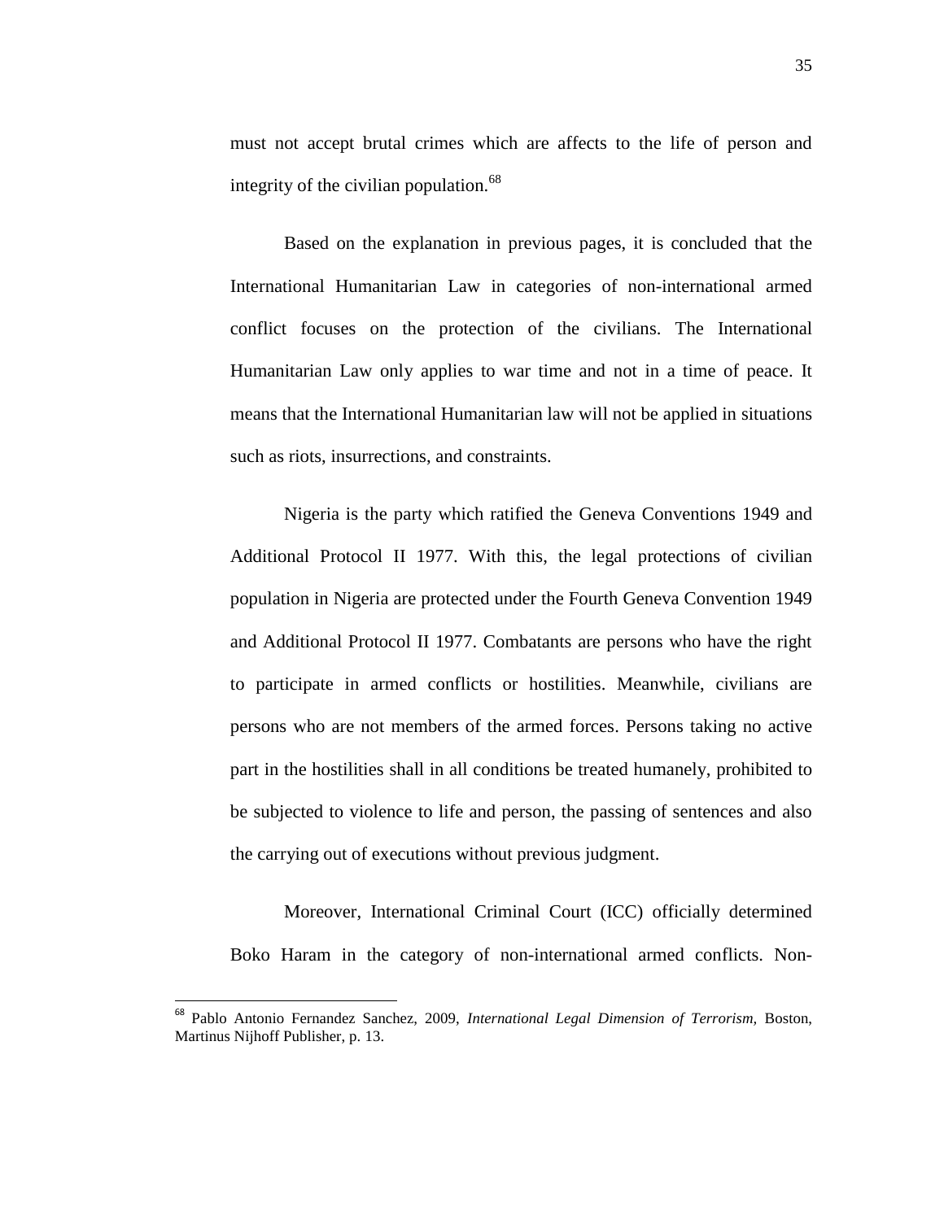must not accept brutal crimes which are affects to the life of person and integrity of the civilian population.[68]

Based on the explanation in previous pages, it is concluded that the International Humanitarian Law in categories of non-international armed conflict focuses on the protection of the civilians. The International Humanitarian Law only applies to war time and not in a time of peace. It means that the International Humanitarian law will not be applied in situations such as riots, insurrections, and constraints.

Nigeria is the party which ratified the Geneva Conventions 1949 and Additional Protocol II 1977. With this, the legal protections of civilian population in Nigeria are protected under the Fourth Geneva Convention 1949 and Additional Protocol II 1977. Combatants are persons who have the right to participate in armed conflicts or hostilities. Meanwhile, civilians are persons who are not members of the armed forces. Persons taking no active part in the hostilities shall in all conditions be treated humanely, prohibited to be subjected to violence to life and person, the passing of sentences and also the carrying out of executions without previous judgment.

Moreover, International Criminal Court (ICC) officially determined Boko Haram in the category of non-international armed conflicts. Non-

---

[68] Pablo Antonio Fernandez Sanchez, 2009, *International Legal Dimension of Terrorism,* Boston, Martinus Nijhoff Publisher, p. 13.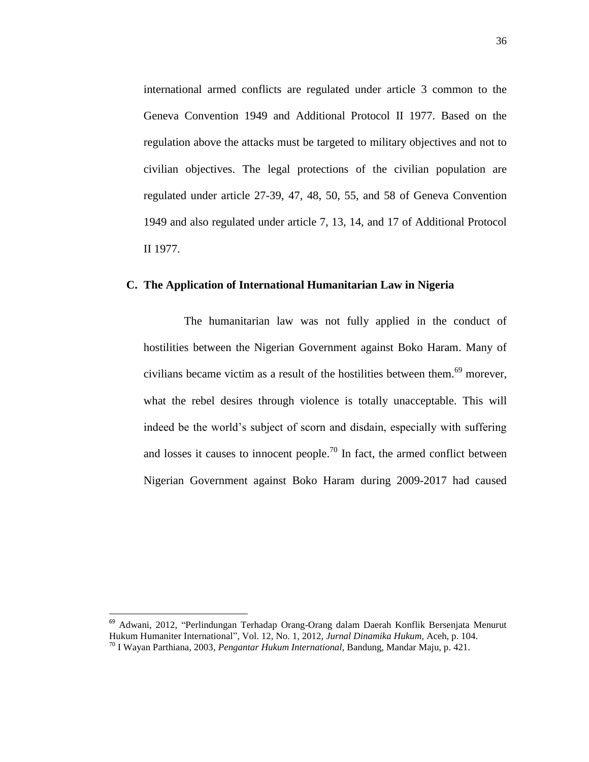international armed conflicts are regulated under article 3 common to the Geneva Convention 1949 and Additional Protocol II 1977. Based on the regulation above the attacks must be targeted to military objectives and not to civilian objectives. The legal protections of the civilian population are regulated under article 27-39, 47, 48, 50, 55, and 58 of Geneva Convention 1949 and also regulated under article 7, 13, 14, and 17 of Additional Protocol II 1977.

## C. The Application of International Humanitarian Law in Nigeria

The humanitarian law was not fully applied in the conduct of hostilities between the Nigerian Government against Boko Haram. Many of civilians became victim as a result of the hostilities between them.[69] morever, what the rebel desires through violence is totally unacceptable. This will indeed be the world's subject of scorn and disdain, especially with suffering and losses it causes to innocent people.[70] In fact, the armed conflict between Nigerian Government against Boko Haram during 2009-2017 had caused

---

[69] Adwani, 2012, "Perlindungan Terhadap Orang-Orang dalam Daerah Konflik Bersenjata Menurut Hukum Humaniter International", Vol. 12, No. 1, 2012, *Jurnal Dinamika Hukum,* Aceh, p. 104.

[70] I Wayan Parthiana, 2003, *Pengantar Hukum International,* Bandung, Mandar Maju, p. 421.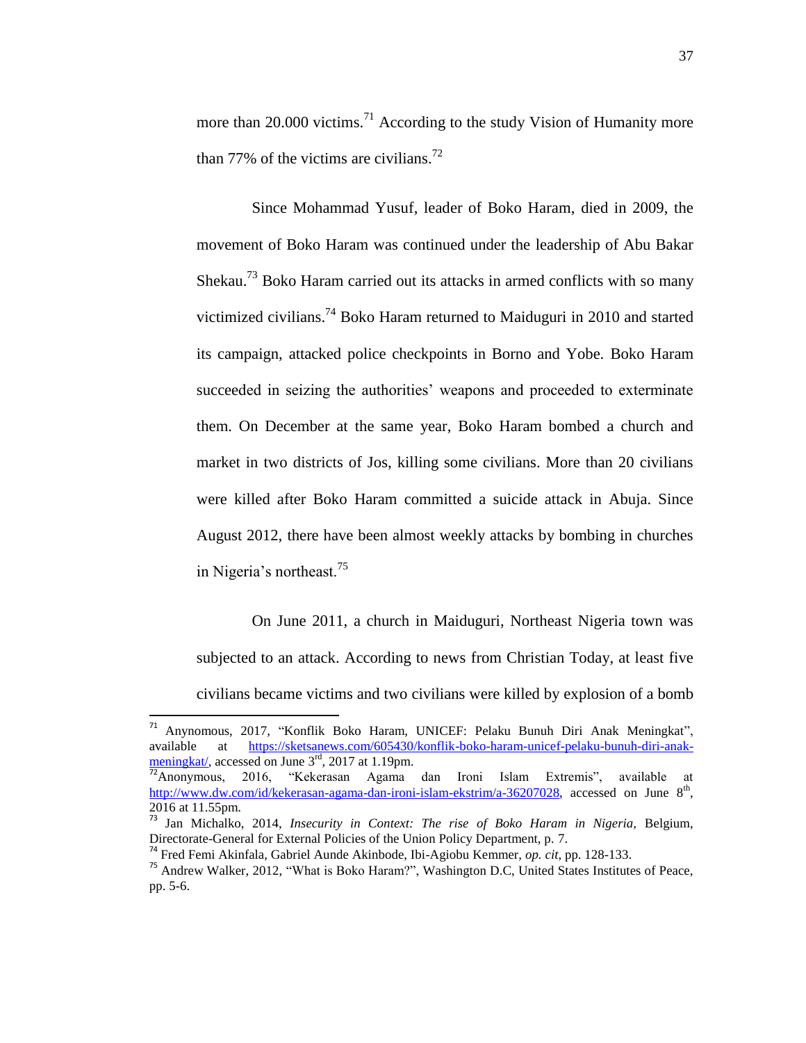more than 20.000 victims.[71] According to the study Vision of Humanity more than 77% of the victims are civilians.[72]

Since Mohammad Yusuf, leader of Boko Haram, died in 2009, the movement of Boko Haram was continued under the leadership of Abu Bakar Shekau.[73] Boko Haram carried out its attacks in armed conflicts with so many victimized civilians.[74] Boko Haram returned to Maiduguri in 2010 and started its campaign, attacked police checkpoints in Borno and Yobe. Boko Haram succeeded in seizing the authorities' weapons and proceeded to exterminate them. On December at the same year, Boko Haram bombed a church and market in two districts of Jos, killing some civilians. More than 20 civilians were killed after Boko Haram committed a suicide attack in Abuja. Since August 2012, there have been almost weekly attacks by bombing in churches in Nigeria's northeast.[75]

On June 2011, a church in Maiduguri, Northeast Nigeria town was subjected to an attack. According to news from Christian Today, at least five civilians became victims and two civilians were killed by explosion of a bomb

---

[71] Anynomous, 2017, "Konflik Boko Haram, UNICEF: Pelaku Bunuh Diri Anak Meningkat", available at https://sketsanews.com/605430/konflik-boko-haram-unicef-pelaku-bunuh-diri-anak-meningkat/, accessed on June 3rd, 2017 at 1.19pm.

[72] Anonymous, 2016, "Kekerasan Agama dan Ironi Islam Extremis", available at http://www.dw.com/id/kekerasan-agama-dan-ironi-islam-ekstrim/a-36207028, accessed on June 8th, 2016 at 11.55pm.

[73] Jan Michalko, 2014, *Insecurity in Context: The rise of Boko Haram in Nigeria*, Belgium, Directorate-General for External Policies of the Union Policy Department, p. 7.

[74] Fred Femi Akinfala, Gabriel Aunde Akinbode, Ibi-Agiobu Kemmer, *op. cit*, pp. 128-133.

[75] Andrew Walker, 2012, "What is Boko Haram?", Washington D.C, United States Institutes of Peace, pp. 5-6.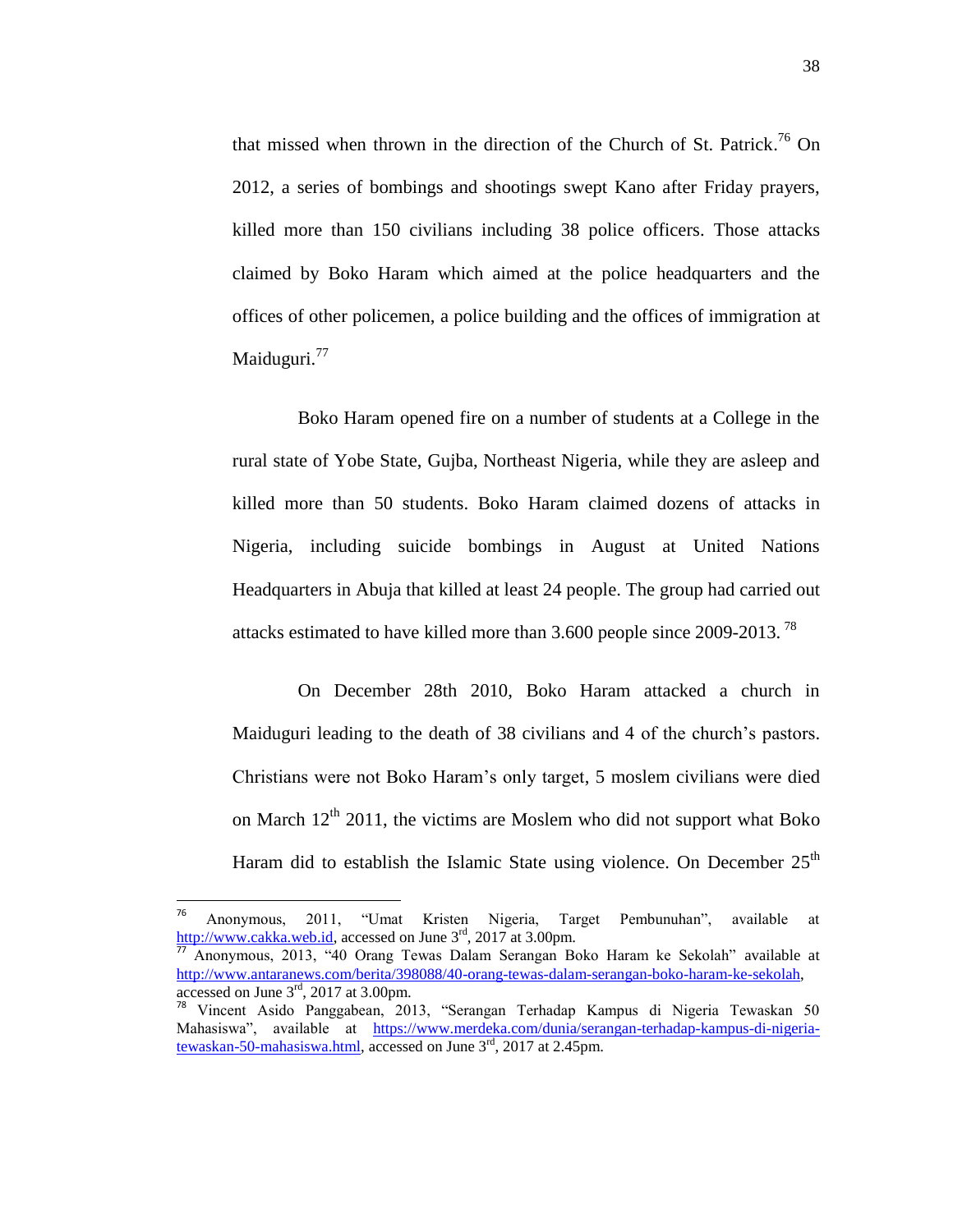that missed when thrown in the direction of the Church of St. Patrick.[76] On 2012, a series of bombings and shootings swept Kano after Friday prayers, killed more than 150 civilians including 38 police officers. Those attacks claimed by Boko Haram which aimed at the police headquarters and the offices of other policemen, a police building and the offices of immigration at Maiduguri.[77]

Boko Haram opened fire on a number of students at a College in the rural state of Yobe State, Gujba, Northeast Nigeria, while they are asleep and killed more than 50 students. Boko Haram claimed dozens of attacks in Nigeria, including suicide bombings in August at United Nations Headquarters in Abuja that killed at least 24 people. The group had carried out attacks estimated to have killed more than 3.600 people since 2009-2013.[78]

On December 28th 2010, Boko Haram attacked a church in Maiduguri leading to the death of 38 civilians and 4 of the church's pastors. Christians were not Boko Haram's only target, 5 moslem civilians were died on March 12th 2011, the victims are Moslem who did not support what Boko Haram did to establish the Islamic State using violence. On December 25th

---

[76] Anonymous, 2011, "Umat Kristen Nigeria, Target Pembunuhan", available at http://www.cakka.web.id, accessed on June 3rd, 2017 at 3.00pm.

[77] Anonymous, 2013, "40 Orang Tewas Dalam Serangan Boko Haram ke Sekolah" available at http://www.antaranews.com/berita/398088/40-orang-tewas-dalam-serangan-boko-haram-ke-sekolah, accessed on June 3rd, 2017 at 3.00pm.

[78] Vincent Asido Panggabean, 2013, "Serangan Terhadap Kampus di Nigeria Tewaskan 50 Mahasiswa", available at https://www.merdeka.com/dunia/serangan-terhadap-kampus-di-nigeria-tewaskan-50-mahasiswa.html, accessed on June 3rd, 2017 at 2.45pm.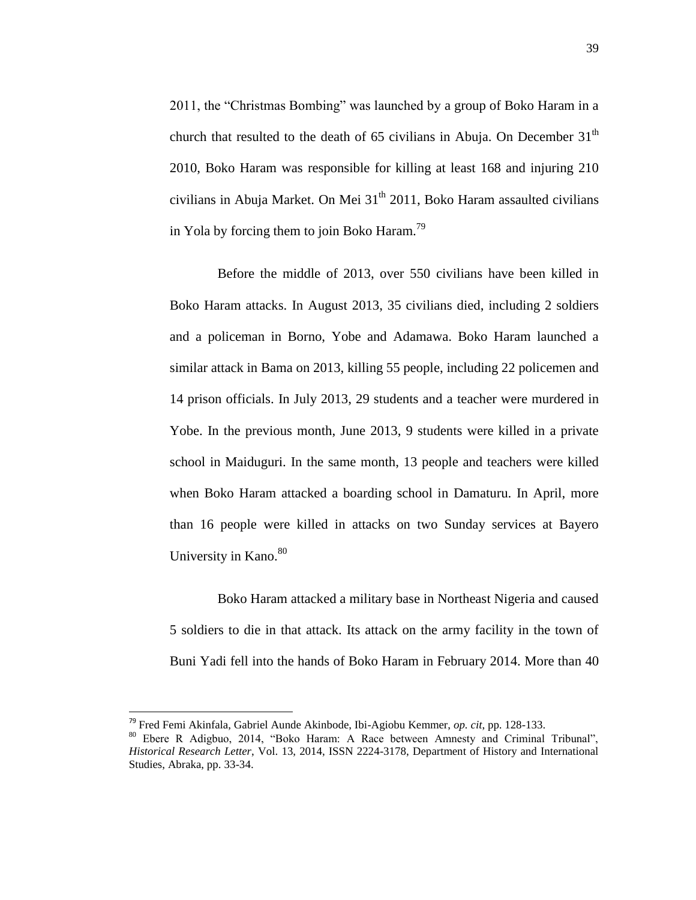2011, the "Christmas Bombing" was launched by a group of Boko Haram in a church that resulted to the death of 65 civilians in Abuja. On December 31th 2010, Boko Haram was responsible for killing at least 168 and injuring 210 civilians in Abuja Market. On Mei 31th 2011, Boko Haram assaulted civilians in Yola by forcing them to join Boko Haram.[79]

Before the middle of 2013, over 550 civilians have been killed in Boko Haram attacks. In August 2013, 35 civilians died, including 2 soldiers and a policeman in Borno, Yobe and Adamawa. Boko Haram launched a similar attack in Bama on 2013, killing 55 people, including 22 policemen and 14 prison officials. In July 2013, 29 students and a teacher were murdered in Yobe. In the previous month, June 2013, 9 students were killed in a private school in Maiduguri. In the same month, 13 people and teachers were killed when Boko Haram attacked a boarding school in Damaturu. In April, more than 16 people were killed in attacks on two Sunday services at Bayero University in Kano.[80]

Boko Haram attacked a military base in Northeast Nigeria and caused 5 soldiers to die in that attack. Its attack on the army facility in the town of Buni Yadi fell into the hands of Boko Haram in February 2014. More than 40

---

[79] Fred Femi Akinfala, Gabriel Aunde Akinbode, Ibi-Agiobu Kemmer, *op. cit*, pp. 128-133.

[80] Ebere R Adigbuo, 2014, "Boko Haram: A Race between Amnesty and Criminal Tribunal", *Historical Research Letter*, Vol. 13, 2014, ISSN 2224-3178, Department of History and International Studies, Abraka, pp. 33-34.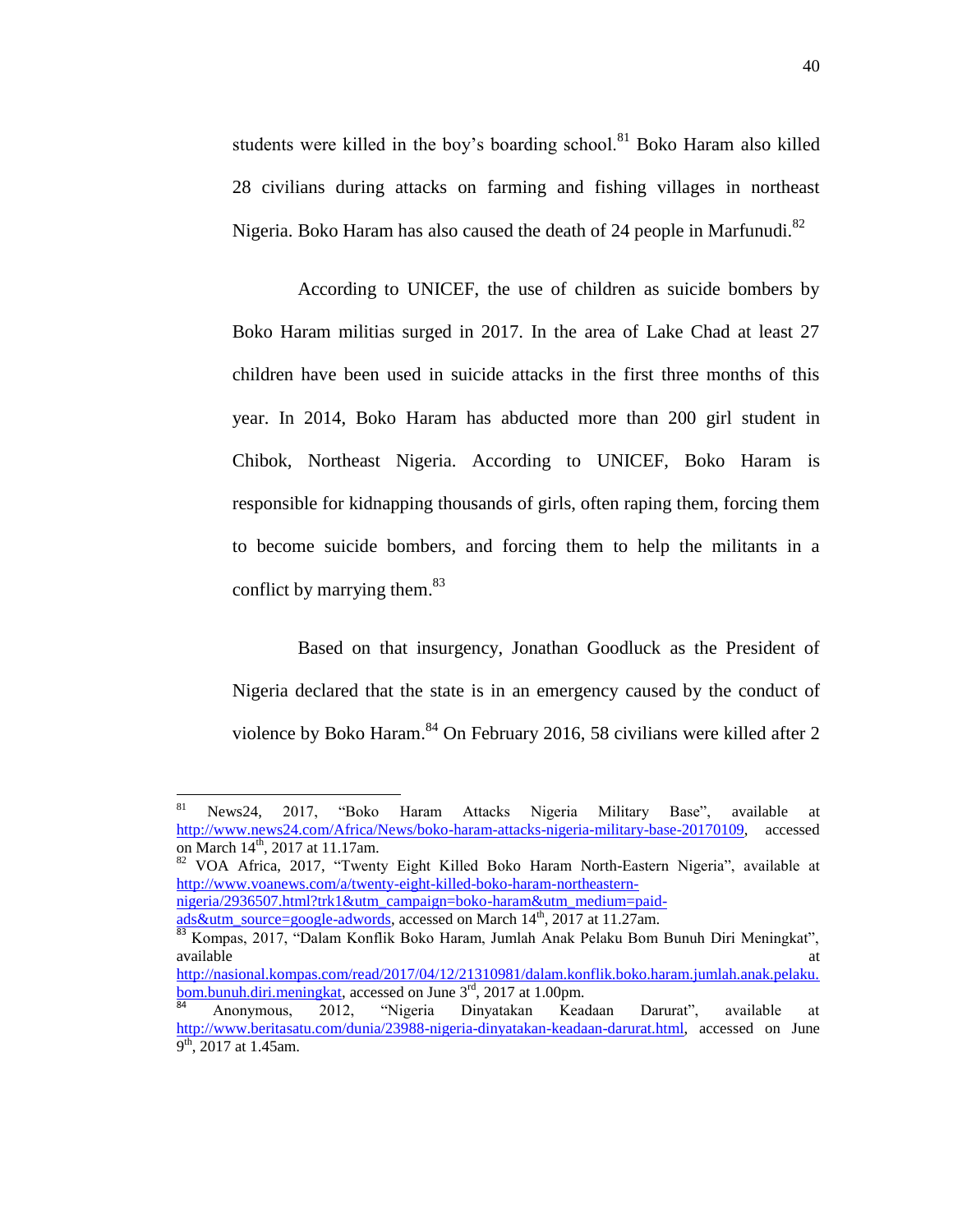students were killed in the boy's boarding school.[81] Boko Haram also killed 28 civilians during attacks on farming and fishing villages in northeast Nigeria. Boko Haram has also caused the death of 24 people in Marfunudi.[82]

According to UNICEF, the use of children as suicide bombers by Boko Haram militias surged in 2017. In the area of Lake Chad at least 27 children have been used in suicide attacks in the first three months of this year. In 2014, Boko Haram has abducted more than 200 girl student in Chibok, Northeast Nigeria. According to UNICEF, Boko Haram is responsible for kidnapping thousands of girls, often raping them, forcing them to become suicide bombers, and forcing them to help the militants in a conflict by marrying them.[83]

Based on that insurgency, Jonathan Goodluck as the President of Nigeria declared that the state is in an emergency caused by the conduct of violence by Boko Haram.[84] On February 2016, 58 civilians were killed after 2

---

[81] News24, 2017, "Boko Haram Attacks Nigeria Military Base", available at http://www.news24.com/Africa/News/boko-haram-attacks-nigeria-military-base-20170109, accessed on March 14th, 2017 at 11.17am.

[82] VOA Africa, 2017, "Twenty Eight Killed Boko Haram North-Eastern Nigeria", available at http://www.voanews.com/a/twenty-eight-killed-boko-haram-northeastern-nigeria/2936507.html?trk1&utm_campaign=boko-haram&utm_medium=paid-ads&utm_source=google-adwords, accessed on March 14th, 2017 at 11.27am.

[83] Kompas, 2017, "Dalam Konflik Boko Haram, Jumlah Anak Pelaku Bom Bunuh Diri Meningkat", available at http://nasional.kompas.com/read/2017/04/12/21310981/dalam.konflik.boko.haram.jumlah.anak.pelaku.bom.bunuh.diri.meningkat, accessed on June 3rd, 2017 at 1.00pm.

[84] Anonymous, 2012, "Nigeria Dinyatakan Keadaan Darurat", available at http://www.beritasatu.com/dunia/23988-nigeria-dinyatakan-keadaan-darurat.html, accessed on June 9th, 2017 at 1.45am.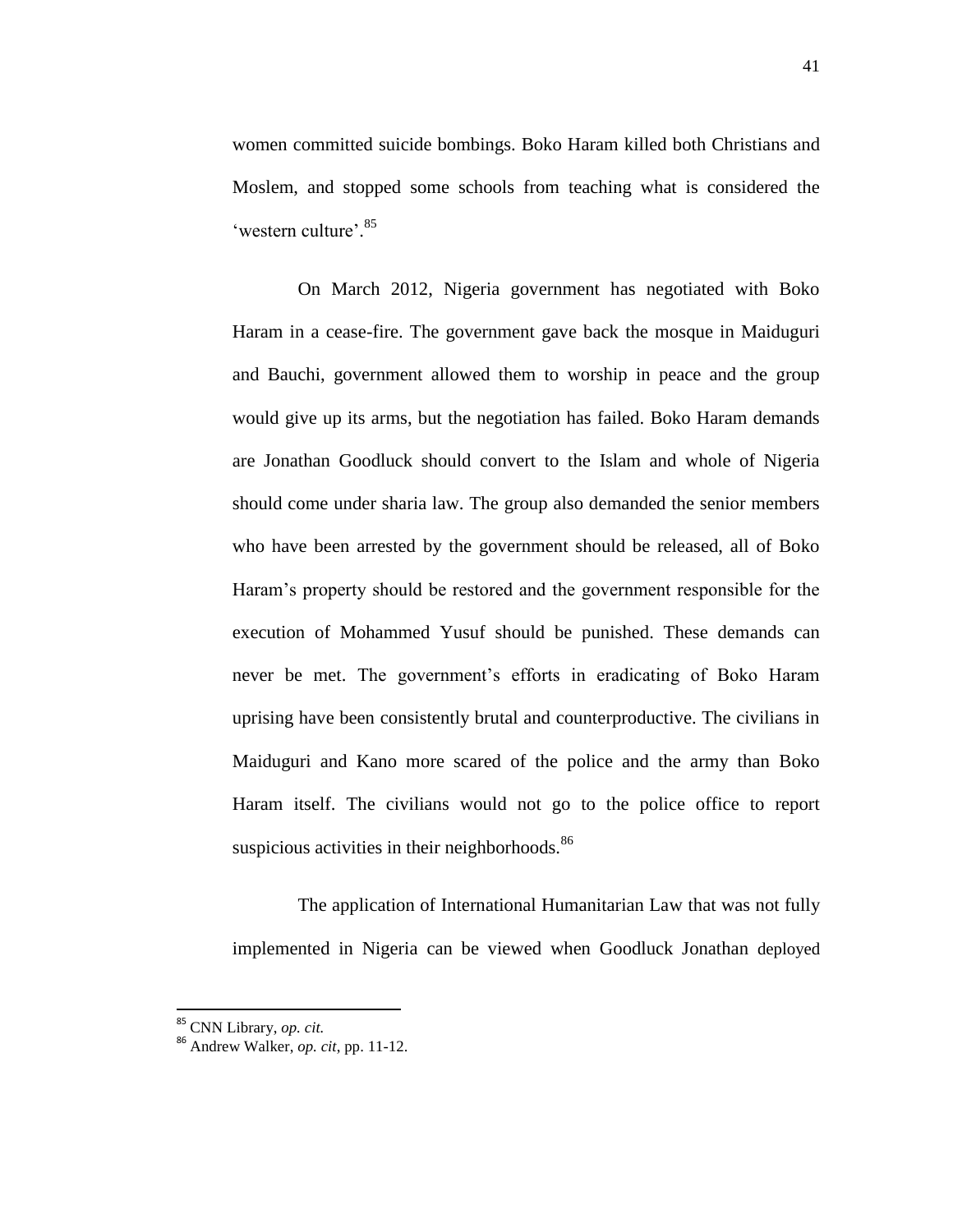women committed suicide bombings. Boko Haram killed both Christians and Moslem, and stopped some schools from teaching what is considered the 'western culture'.[85]

On March 2012, Nigeria government has negotiated with Boko Haram in a cease-fire. The government gave back the mosque in Maiduguri and Bauchi, government allowed them to worship in peace and the group would give up its arms, but the negotiation has failed. Boko Haram demands are Jonathan Goodluck should convert to the Islam and whole of Nigeria should come under sharia law. The group also demanded the senior members who have been arrested by the government should be released, all of Boko Haram's property should be restored and the government responsible for the execution of Mohammed Yusuf should be punished. These demands can never be met. The government's efforts in eradicating of Boko Haram uprising have been consistently brutal and counterproductive. The civilians in Maiduguri and Kano more scared of the police and the army than Boko Haram itself. The civilians would not go to the police office to report suspicious activities in their neighborhoods.[86]

The application of International Humanitarian Law that was not fully implemented in Nigeria can be viewed when Goodluck Jonathan deployed

---

[85] CNN Library, *op. cit.*

[86] Andrew Walker, *op. cit*, pp. 11-12.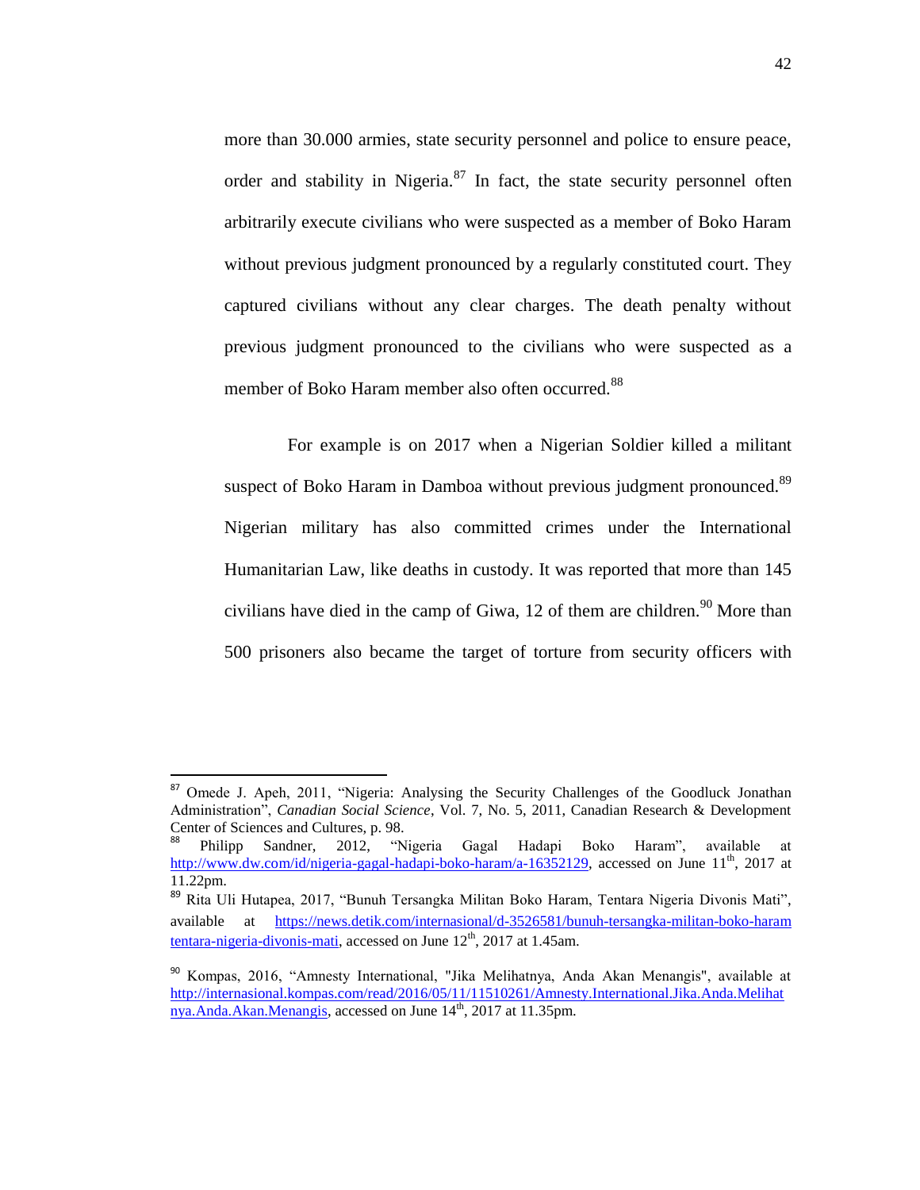more than 30.000 armies, state security personnel and police to ensure peace, order and stability in Nigeria.[87] In fact, the state security personnel often arbitrarily execute civilians who were suspected as a member of Boko Haram without previous judgment pronounced by a regularly constituted court. They captured civilians without any clear charges. The death penalty without previous judgment pronounced to the civilians who were suspected as a member of Boko Haram member also often occurred.[88]

For example is on 2017 when a Nigerian Soldier killed a militant suspect of Boko Haram in Damboa without previous judgment pronounced.[89] Nigerian military has also committed crimes under the International Humanitarian Law, like deaths in custody. It was reported that more than 145 civilians have died in the camp of Giwa, 12 of them are children.[90] More than 500 prisoners also became the target of torture from security officers with

---

[87] Omede J. Apeh, 2011, "Nigeria: Analysing the Security Challenges of the Goodluck Jonathan Administration", *Canadian Social Science*, Vol. 7, No. 5, 2011, Canadian Research & Development Center of Sciences and Cultures, p. 98.

[88] Philipp Sandner, 2012, "Nigeria Gagal Hadapi Boko Haram", available at http://www.dw.com/id/nigeria-gagal-hadapi-boko-haram/a-16352129, accessed on June 11th, 2017 at 11.22pm.

[89] Rita Uli Hutapea, 2017, "Bunuh Tersangka Militan Boko Haram, Tentara Nigeria Divonis Mati", available at https://news.detik.com/internasional/d-3526581/bunuh-tersangka-militan-boko-haram tentara-nigeria-divonis-mati, accessed on June 12th, 2017 at 1.45am.

[90] Kompas, 2016, "Amnesty International, "Jika Melihatnya, Anda Akan Menangis", available at http://internasional.kompas.com/read/2016/05/11/11510261/Amnesty.International.Jika.Anda.Melihat nya.Anda.Akan.Menangis, accessed on June 14th, 2017 at 11.35pm.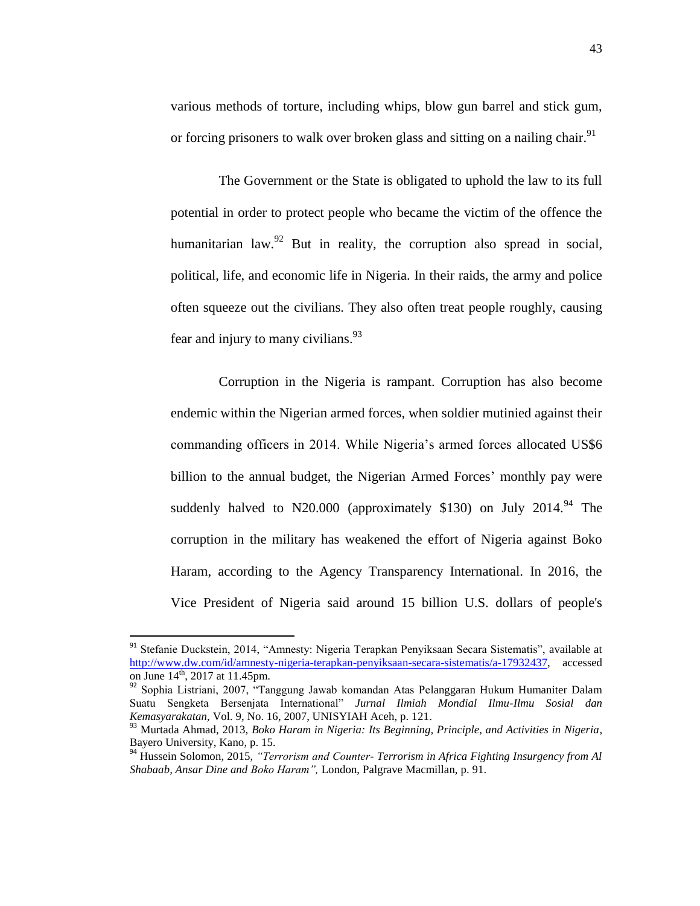various methods of torture, including whips, blow gun barrel and stick gum, or forcing prisoners to walk over broken glass and sitting on a nailing chair.[91]

The Government or the State is obligated to uphold the law to its full potential in order to protect people who became the victim of the offence the humanitarian law.[92] But in reality, the corruption also spread in social, political, life, and economic life in Nigeria. In their raids, the army and police often squeeze out the civilians. They also often treat people roughly, causing fear and injury to many civilians.[93]

Corruption in the Nigeria is rampant. Corruption has also become endemic within the Nigerian armed forces, when soldier mutinied against their commanding officers in 2014. While Nigeria's armed forces allocated US$6 billion to the annual budget, the Nigerian Armed Forces' monthly pay were suddenly halved to N20.000 (approximately $130) on July 2014.[94] The corruption in the military has weakened the effort of Nigeria against Boko Haram, according to the Agency Transparency International. In 2016, the Vice President of Nigeria said around 15 billion U.S. dollars of people's

---

[91] Stefanie Duckstein, 2014, "Amnesty: Nigeria Terapkan Penyiksaan Secara Sistematis", available at http://www.dw.com/id/amnesty-nigeria-terapkan-penyiksaan-secara-sistematis/a-17932437, accessed on June 14th, 2017 at 11.45pm.

[92] Sophia Listriani, 2007, "Tanggung Jawab komandan Atas Pelanggaran Hukum Humaniter Dalam Suatu Sengketa Bersenjata International" *Jurnal Ilmiah Mondial Ilmu-Ilmu Sosial dan Kemasyarakatan*, Vol. 9, No. 16, 2007, UNISYIAH Aceh, p. 121.

[93] Murtada Ahmad, 2013, *Boko Haram in Nigeria: Its Beginning, Principle, and Activities in Nigeria*, Bayero University, Kano, p. 15.

[94] Hussein Solomon, 2015, *"Terrorism and Counter- Terrorism in Africa Fighting Insurgency from Al Shabaab, Ansar Dine and Boko Haram",* London, Palgrave Macmillan, p. 91.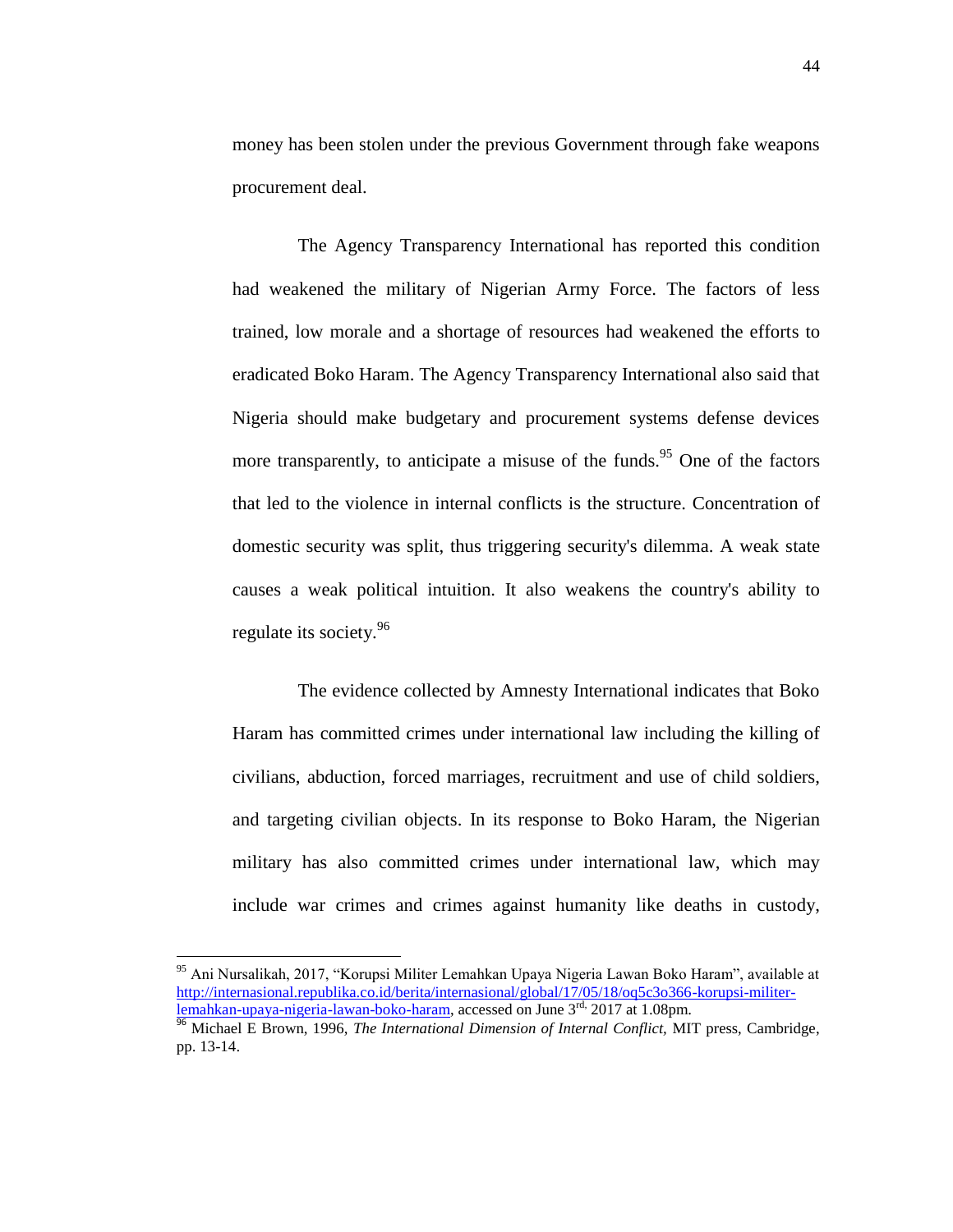money has been stolen under the previous Government through fake weapons procurement deal.

The Agency Transparency International has reported this condition had weakened the military of Nigerian Army Force. The factors of less trained, low morale and a shortage of resources had weakened the efforts to eradicated Boko Haram. The Agency Transparency International also said that Nigeria should make budgetary and procurement systems defense devices more transparently, to anticipate a misuse of the funds.[95] One of the factors that led to the violence in internal conflicts is the structure. Concentration of domestic security was split, thus triggering security's dilemma. A weak state causes a weak political intuition. It also weakens the country's ability to regulate its society.[96]

The evidence collected by Amnesty International indicates that Boko Haram has committed crimes under international law including the killing of civilians, abduction, forced marriages, recruitment and use of child soldiers, and targeting civilian objects. In its response to Boko Haram, the Nigerian military has also committed crimes under international law, which may include war crimes and crimes against humanity like deaths in custody,

---

[95] Ani Nursalikah, 2017, "Korupsi Militer Lemahkan Upaya Nigeria Lawan Boko Haram", available at http://internasional.republika.co.id/berita/internasional/global/17/05/18/oq5c3o366-korupsi-militer-lemahkan-upaya-nigeria-lawan-boko-haram, accessed on June 3rd, 2017 at 1.08pm.

[96] Michael E Brown, 1996, *The International Dimension of Internal Conflict*, MIT press, Cambridge, pp. 13-14.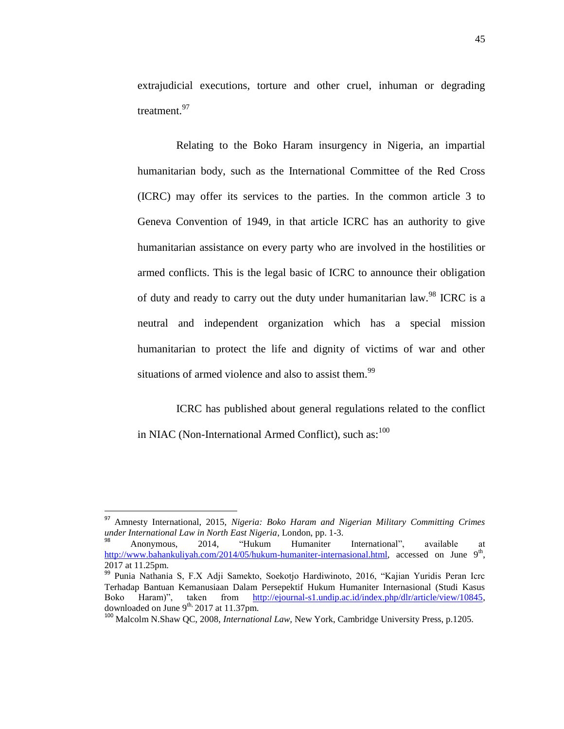extrajudicial executions, torture and other cruel, inhuman or degrading treatment.[97]

Relating to the Boko Haram insurgency in Nigeria, an impartial humanitarian body, such as the International Committee of the Red Cross (ICRC) may offer its services to the parties. In the common article 3 to Geneva Convention of 1949, in that article ICRC has an authority to give humanitarian assistance on every party who are involved in the hostilities or armed conflicts. This is the legal basic of ICRC to announce their obligation of duty and ready to carry out the duty under humanitarian law.[98] ICRC is a neutral and independent organization which has a special mission humanitarian to protect the life and dignity of victims of war and other situations of armed violence and also to assist them.[99]

ICRC has published about general regulations related to the conflict in NIAC (Non-International Armed Conflict), such as:[100]

---

[97] Amnesty International, 2015, *Nigeria: Boko Haram and Nigerian Military Committing Crimes under International Law in North East Nigeria*, London, pp. 1-3.

[98] Anonymous, 2014, "Hukum Humaniter International", available at http://www.bahankuliyah.com/2014/05/hukum-humaniter-internasional.html, accessed on June 9th, 2017 at 11.25pm.

[99] Punia Nathania S, F.X Adji Samekto, Soekotjo Hardiwinoto, 2016, "Kajian Yuridis Peran Icrc Terhadap Bantuan Kemanusiaan Dalam Persepektif Hukum Humaniter Internasional (Studi Kasus Boko Haram)", taken from http://ejournal-s1.undip.ac.id/index.php/dlr/article/view/10845, downloaded on June 9th, 2017 at 11.37pm.

[100] Malcolm N.Shaw QC, 2008, *International Law,* New York, Cambridge University Press, p.1205.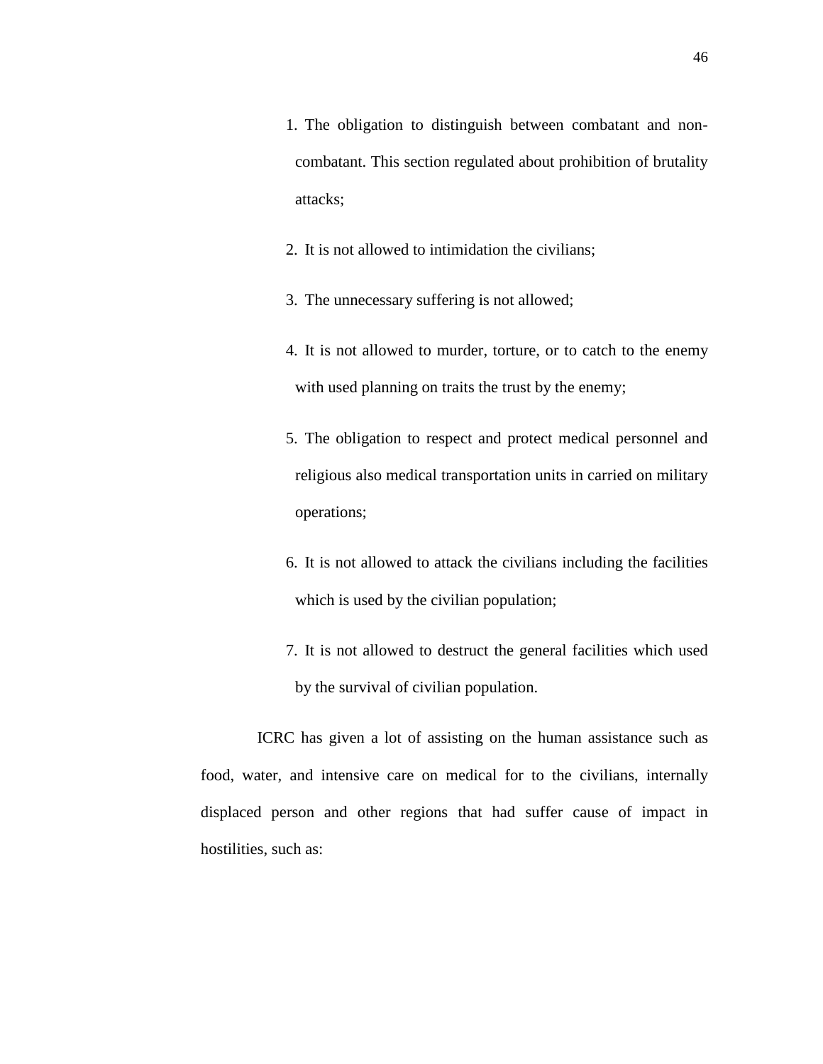1. The obligation to distinguish between combatant and non-combatant. This section regulated about prohibition of brutality attacks;
2. It is not allowed to intimidation the civilians;
3. The unnecessary suffering is not allowed;
4. It is not allowed to murder, torture, or to catch to the enemy with used planning on traits the trust by the enemy;
5. The obligation to respect and protect medical personnel and religious also medical transportation units in carried on military operations;
6. It is not allowed to attack the civilians including the facilities which is used by the civilian population;
7. It is not allowed to destruct the general facilities which used by the survival of civilian population.

ICRC has given a lot of assisting on the human assistance such as food, water, and intensive care on medical for to the civilians, internally displaced person and other regions that had suffer cause of impact in hostilities, such as: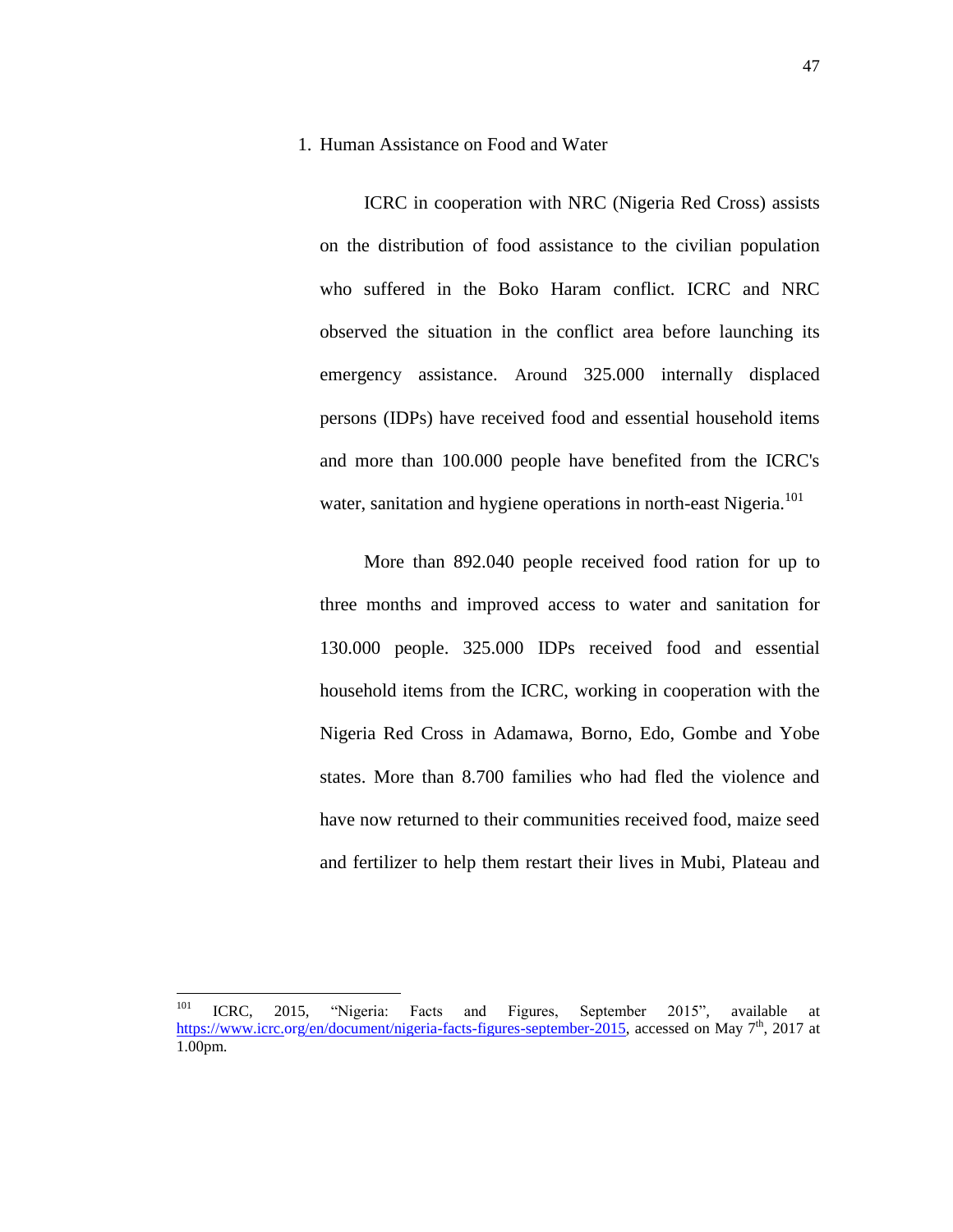1. Human Assistance on Food and Water

ICRC in cooperation with NRC (Nigeria Red Cross) assists on the distribution of food assistance to the civilian population who suffered in the Boko Haram conflict. ICRC and NRC observed the situation in the conflict area before launching its emergency assistance. Around 325.000 internally displaced persons (IDPs) have received food and essential household items and more than 100.000 people have benefited from the ICRC's water, sanitation and hygiene operations in north-east Nigeria.[101]

More than 892.040 people received food ration for up to three months and improved access to water and sanitation for 130.000 people. 325.000 IDPs received food and essential household items from the ICRC, working in cooperation with the Nigeria Red Cross in Adamawa, Borno, Edo, Gombe and Yobe states. More than 8.700 families who had fled the violence and have now returned to their communities received food, maize seed and fertilizer to help them restart their lives in Mubi, Plateau and

---

[101] ICRC, 2015, "Nigeria: Facts and Figures, September 2015", available at https://www.icrc.org/en/document/nigeria-facts-figures-september-2015, accessed on May 7th, 2017 at 1.00pm.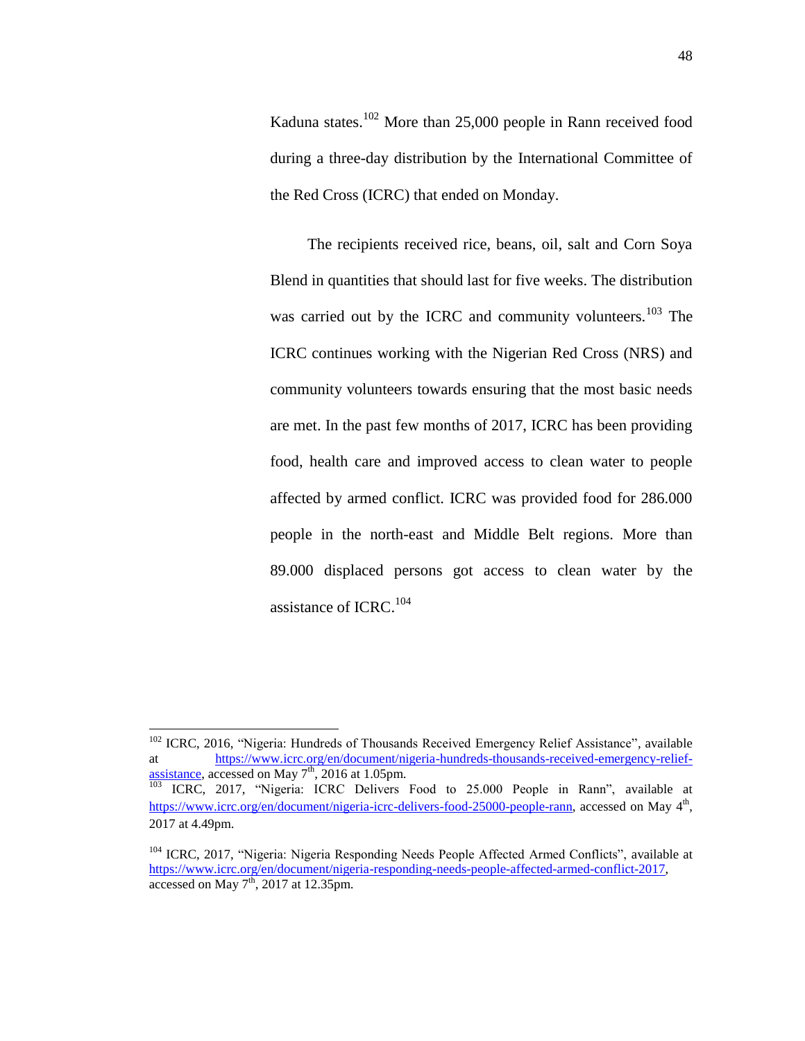Kaduna states.[102] More than 25,000 people in Rann received food during a three-day distribution by the International Committee of the Red Cross (ICRC) that ended on Monday.

The recipients received rice, beans, oil, salt and Corn Soya Blend in quantities that should last for five weeks. The distribution was carried out by the ICRC and community volunteers.[103] The ICRC continues working with the Nigerian Red Cross (NRS) and community volunteers towards ensuring that the most basic needs are met. In the past few months of 2017, ICRC has been providing food, health care and improved access to clean water to people affected by armed conflict. ICRC was provided food for 286.000 people in the north-east and Middle Belt regions. More than 89.000 displaced persons got access to clean water by the assistance of ICRC.[104]

---

[102] ICRC, 2016, "Nigeria: Hundreds of Thousands Received Emergency Relief Assistance", available at https://www.icrc.org/en/document/nigeria-hundreds-thousands-received-emergency-relief-assistance, accessed on May 7th, 2016 at 1.05pm.

[103] ICRC, 2017, "Nigeria: ICRC Delivers Food to 25.000 People in Rann", available at https://www.icrc.org/en/document/nigeria-icrc-delivers-food-25000-people-rann, accessed on May 4th, 2017 at 4.49pm.

[104] ICRC, 2017, "Nigeria: Nigeria Responding Needs People Affected Armed Conflicts", available at https://www.icrc.org/en/document/nigeria-responding-needs-people-affected-armed-conflict-2017, accessed on May 7th, 2017 at 12.35pm.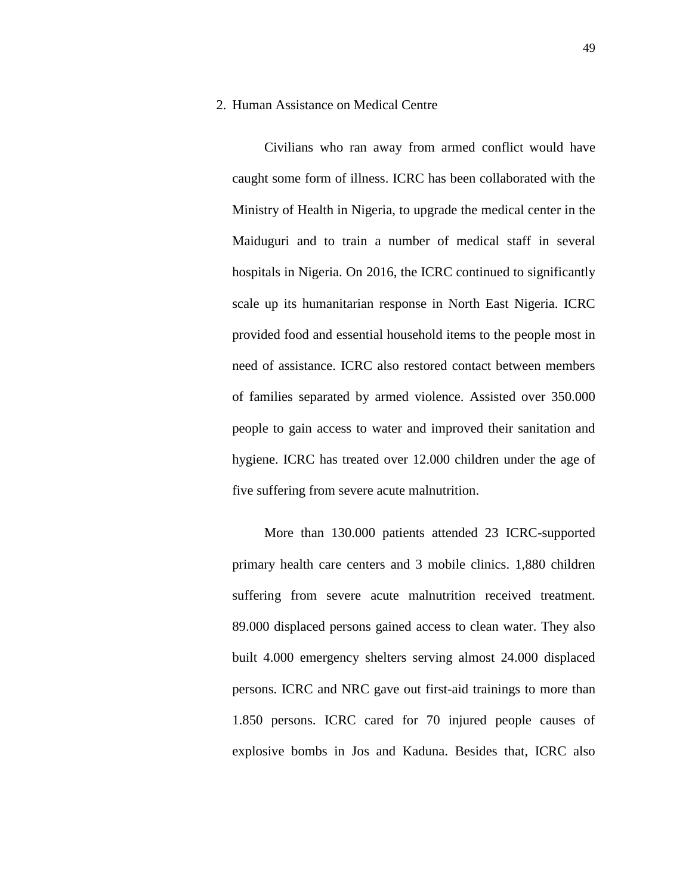2. Human Assistance on Medical Centre

Civilians who ran away from armed conflict would have caught some form of illness. ICRC has been collaborated with the Ministry of Health in Nigeria, to upgrade the medical center in the Maiduguri and to train a number of medical staff in several hospitals in Nigeria. On 2016, the ICRC continued to significantly scale up its humanitarian response in North East Nigeria. ICRC provided food and essential household items to the people most in need of assistance. ICRC also restored contact between members of families separated by armed violence. Assisted over 350.000 people to gain access to water and improved their sanitation and hygiene. ICRC has treated over 12.000 children under the age of five suffering from severe acute malnutrition.

More than 130.000 patients attended 23 ICRC-supported primary health care centers and 3 mobile clinics. 1,880 children suffering from severe acute malnutrition received treatment. 89.000 displaced persons gained access to clean water. They also built 4.000 emergency shelters serving almost 24.000 displaced persons. ICRC and NRC gave out first-aid trainings to more than 1.850 persons. ICRC cared for 70 injured people causes of explosive bombs in Jos and Kaduna. Besides that, ICRC also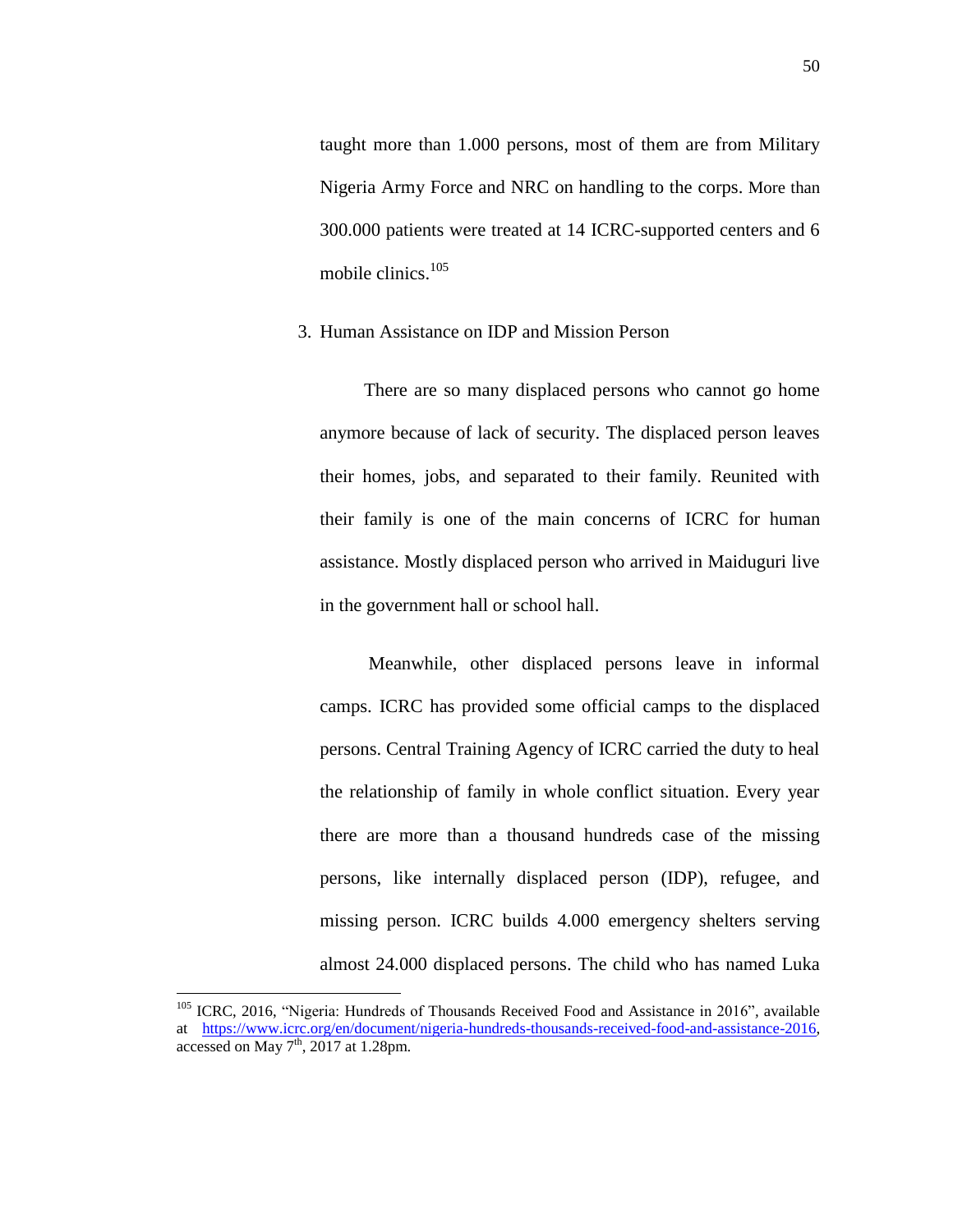taught more than 1.000 persons, most of them are from Military Nigeria Army Force and NRC on handling to the corps. More than 300.000 patients were treated at 14 ICRC-supported centers and 6 mobile clinics.[105]

3. Human Assistance on IDP and Mission Person

There are so many displaced persons who cannot go home anymore because of lack of security. The displaced person leaves their homes, jobs, and separated to their family. Reunited with their family is one of the main concerns of ICRC for human assistance. Mostly displaced person who arrived in Maiduguri live in the government hall or school hall.

Meanwhile, other displaced persons leave in informal camps. ICRC has provided some official camps to the displaced persons. Central Training Agency of ICRC carried the duty to heal the relationship of family in whole conflict situation. Every year there are more than a thousand hundreds case of the missing persons, like internally displaced person (IDP), refugee, and missing person. ICRC builds 4.000 emergency shelters serving almost 24.000 displaced persons. The child who has named Luka

---

[105] ICRC, 2016, "Nigeria: Hundreds of Thousands Received Food and Assistance in 2016", available at https://www.icrc.org/en/document/nigeria-hundreds-thousands-received-food-and-assistance-2016, accessed on May 7th, 2017 at 1.28pm.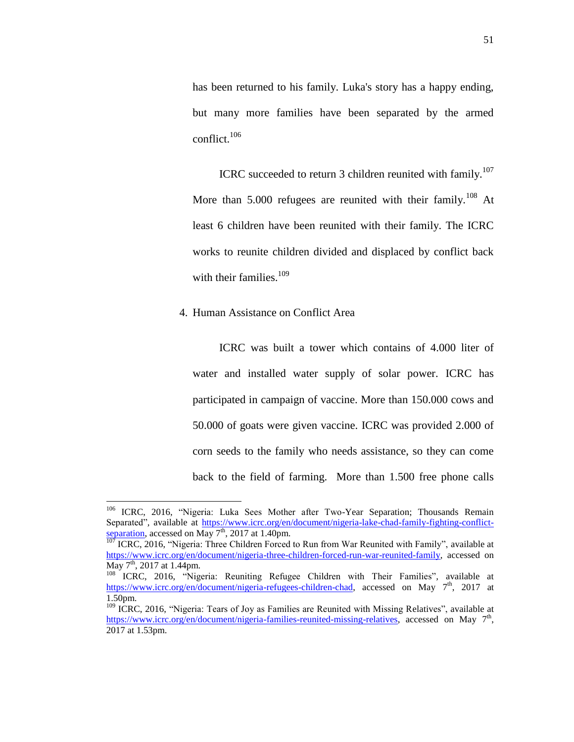has been returned to his family. Luka's story has a happy ending, but many more families have been separated by the armed conflict.[106]

ICRC succeeded to return 3 children reunited with family.[107] More than 5.000 refugees are reunited with their family.[108] At least 6 children have been reunited with their family. The ICRC works to reunite children divided and displaced by conflict back with their families.[109]

4. Human Assistance on Conflict Area

ICRC was built a tower which contains of 4.000 liter of water and installed water supply of solar power. ICRC has participated in campaign of vaccine. More than 150.000 cows and 50.000 of goats were given vaccine. ICRC was provided 2.000 of corn seeds to the family who needs assistance, so they can come back to the field of farming. More than 1.500 free phone calls

---

[106] ICRC, 2016, "Nigeria: Luka Sees Mother after Two-Year Separation; Thousands Remain Separated", available at https://www.icrc.org/en/document/nigeria-lake-chad-family-fighting-conflict-separation, accessed on May 7th, 2017 at 1.40pm.

[107] ICRC, 2016, "Nigeria: Three Children Forced to Run from War Reunited with Family", available at https://www.icrc.org/en/document/nigeria-three-children-forced-run-war-reunited-family, accessed on May 7th, 2017 at 1.44pm.

[108] ICRC, 2016, "Nigeria: Reuniting Refugee Children with Their Families", available at https://www.icrc.org/en/document/nigeria-refugees-children-chad, accessed on May 7th, 2017 at 1.50pm.

[109] ICRC, 2016, "Nigeria: Tears of Joy as Families are Reunited with Missing Relatives", available at https://www.icrc.org/en/document/nigeria-families-reunited-missing-relatives, accessed on May 7th, 2017 at 1.53pm.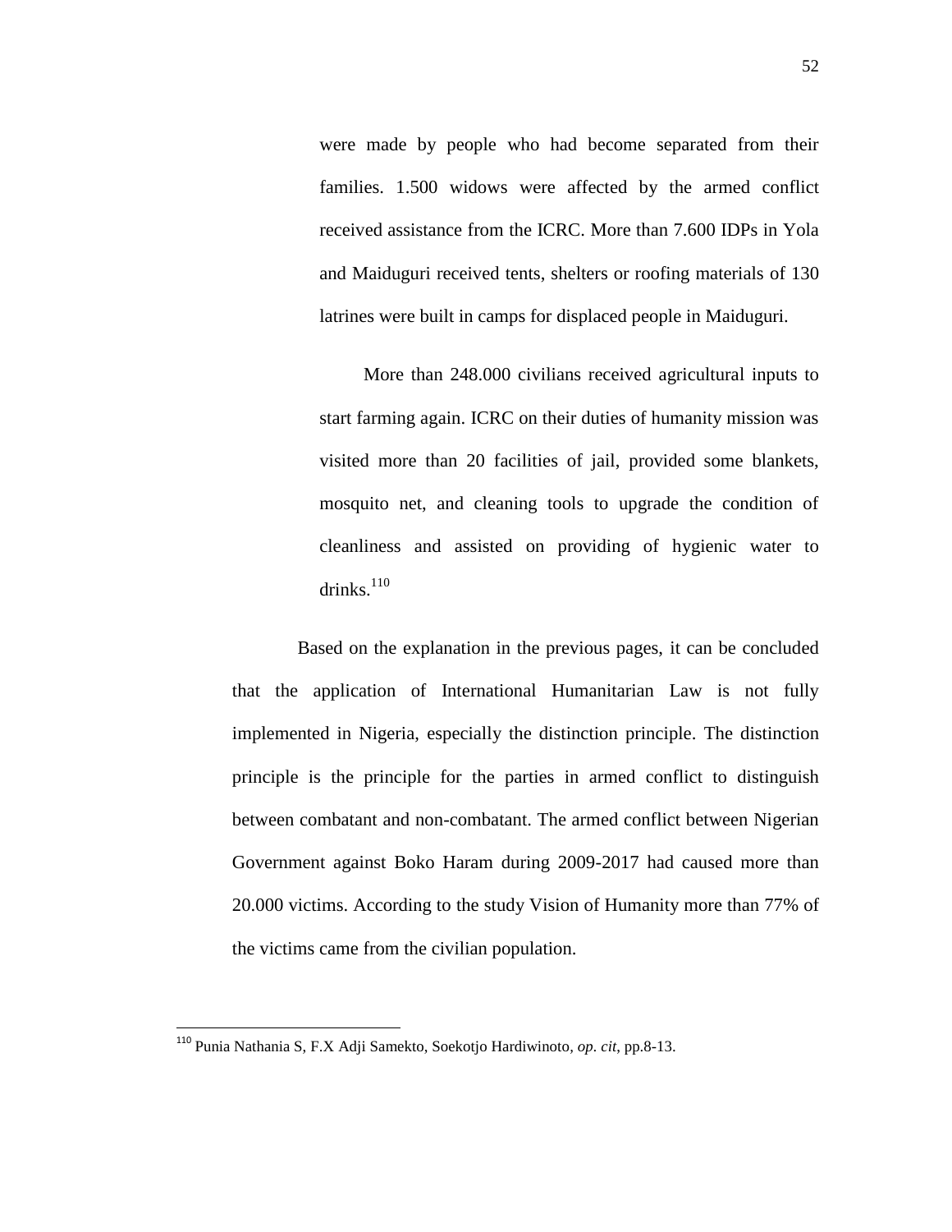were made by people who had become separated from their families. 1.500 widows were affected by the armed conflict received assistance from the ICRC. More than 7.600 IDPs in Yola and Maiduguri received tents, shelters or roofing materials of 130 latrines were built in camps for displaced people in Maiduguri.

More than 248.000 civilians received agricultural inputs to start farming again. ICRC on their duties of humanity mission was visited more than 20 facilities of jail, provided some blankets, mosquito net, and cleaning tools to upgrade the condition of cleanliness and assisted on providing of hygienic water to drinks.[110]

Based on the explanation in the previous pages, it can be concluded that the application of International Humanitarian Law is not fully implemented in Nigeria, especially the distinction principle. The distinction principle is the principle for the parties in armed conflict to distinguish between combatant and non-combatant. The armed conflict between Nigerian Government against Boko Haram during 2009-2017 had caused more than 20.000 victims. According to the study Vision of Humanity more than 77% of the victims came from the civilian population.

---

[110] Punia Nathania S, F.X Adji Samekto, Soekotjo Hardiwinoto, *op. cit*, pp.8-13.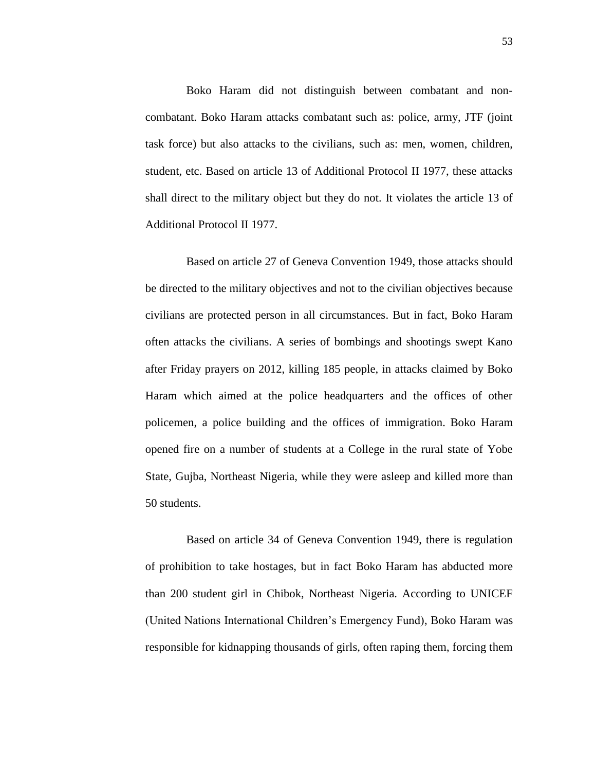Boko Haram did not distinguish between combatant and non-combatant. Boko Haram attacks combatant such as: police, army, JTF (joint task force) but also attacks to the civilians, such as: men, women, children, student, etc. Based on article 13 of Additional Protocol II 1977, these attacks shall direct to the military object but they do not. It violates the article 13 of Additional Protocol II 1977.

Based on article 27 of Geneva Convention 1949, those attacks should be directed to the military objectives and not to the civilian objectives because civilians are protected person in all circumstances. But in fact, Boko Haram often attacks the civilians. A series of bombings and shootings swept Kano after Friday prayers on 2012, killing 185 people, in attacks claimed by Boko Haram which aimed at the police headquarters and the offices of other policemen, a police building and the offices of immigration. Boko Haram opened fire on a number of students at a College in the rural state of Yobe State, Gujba, Northeast Nigeria, while they were asleep and killed more than 50 students.

Based on article 34 of Geneva Convention 1949, there is regulation of prohibition to take hostages, but in fact Boko Haram has abducted more than 200 student girl in Chibok, Northeast Nigeria. According to UNICEF (United Nations International Children's Emergency Fund), Boko Haram was responsible for kidnapping thousands of girls, often raping them, forcing them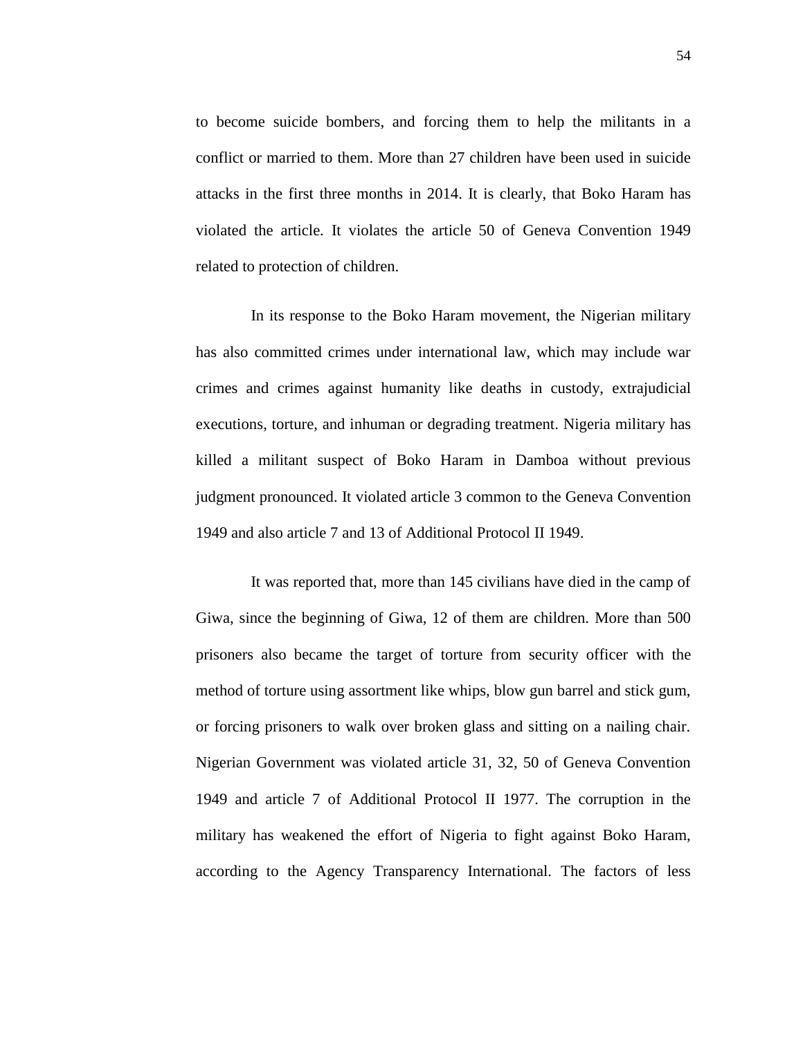to become suicide bombers, and forcing them to help the militants in a conflict or married to them. More than 27 children have been used in suicide attacks in the first three months in 2014. It is clearly, that Boko Haram has violated the article. It violates the article 50 of Geneva Convention 1949 related to protection of children.

In its response to the Boko Haram movement, the Nigerian military has also committed crimes under international law, which may include war crimes and crimes against humanity like deaths in custody, extrajudicial executions, torture, and inhuman or degrading treatment. Nigeria military has killed a militant suspect of Boko Haram in Damboa without previous judgment pronounced. It violated article 3 common to the Geneva Convention 1949 and also article 7 and 13 of Additional Protocol II 1949.

It was reported that, more than 145 civilians have died in the camp of Giwa, since the beginning of Giwa, 12 of them are children. More than 500 prisoners also became the target of torture from security officer with the method of torture using assortment like whips, blow gun barrel and stick gum, or forcing prisoners to walk over broken glass and sitting on a nailing chair. Nigerian Government was violated article 31, 32, 50 of Geneva Convention 1949 and article 7 of Additional Protocol II 1977. The corruption in the military has weakened the effort of Nigeria to fight against Boko Haram, according to the Agency Transparency International. The factors of less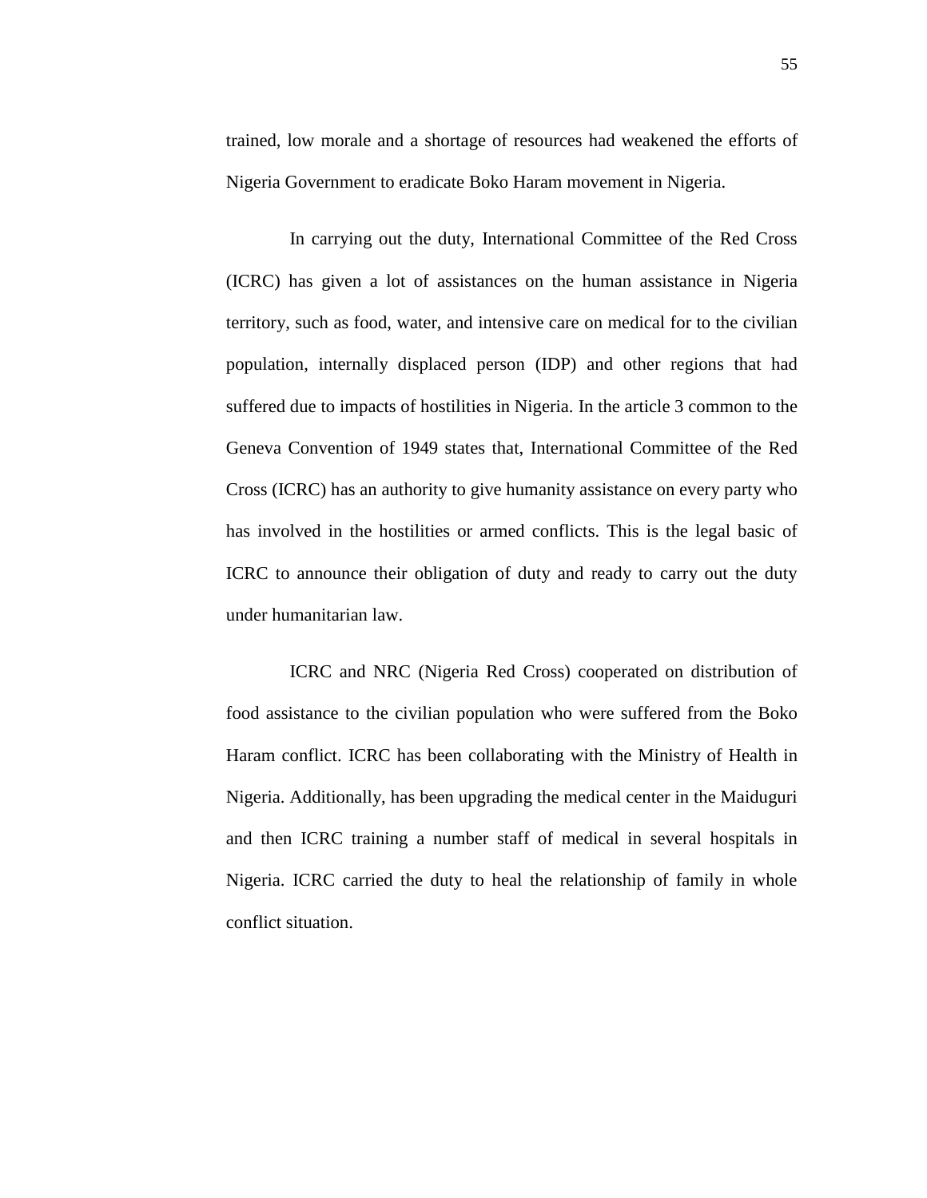trained, low morale and a shortage of resources had weakened the efforts of Nigeria Government to eradicate Boko Haram movement in Nigeria.

In carrying out the duty, International Committee of the Red Cross (ICRC) has given a lot of assistances on the human assistance in Nigeria territory, such as food, water, and intensive care on medical for to the civilian population, internally displaced person (IDP) and other regions that had suffered due to impacts of hostilities in Nigeria. In the article 3 common to the Geneva Convention of 1949 states that, International Committee of the Red Cross (ICRC) has an authority to give humanity assistance on every party who has involved in the hostilities or armed conflicts. This is the legal basic of ICRC to announce their obligation of duty and ready to carry out the duty under humanitarian law.

ICRC and NRC (Nigeria Red Cross) cooperated on distribution of food assistance to the civilian population who were suffered from the Boko Haram conflict. ICRC has been collaborating with the Ministry of Health in Nigeria. Additionally, has been upgrading the medical center in the Maiduguri and then ICRC training a number staff of medical in several hospitals in Nigeria. ICRC carried the duty to heal the relationship of family in whole conflict situation.